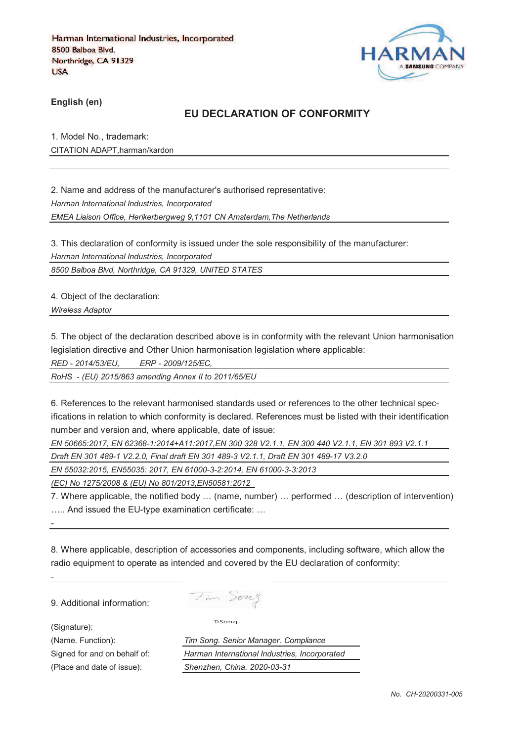Harman International Industries, Incorporated
8500 Balboa Blvd.
Northridge, CA 91329
USA

HARMAN
A SAMSUNG COMPANY

**English (en)**

## EU DECLARATION OF CONFORMITY

1. Model No., trademark:

CITATION ADAPT,harman/kardon

2. Name and address of the manufacturer's authorised representative:

*Harman International Industries, Incorporated*

*EMEA Liaison Office, Herikerbergweg 9,1101 CN Amsterdam,The Netherlands*

3. This declaration of conformity is issued under the sole responsibility of the manufacturer:

*Harman International Industries, Incorporated*

*8500 Balboa Blvd, Northridge, CA 91329, UNITED STATES*

4. Object of the declaration:

*Wireless Adaptor*

5. The object of the declaration described above is in conformity with the relevant Union harmonisation legislation directive and Other Union harmonisation legislation where applicable:

*RED - 2014/53/EU,     ERP - 2009/125/EC,*

*RoHS - (EU) 2015/863 amending Annex II to 2011/65/EU*

6. References to the relevant harmonised standards used or references to the other technical specifications in relation to which conformity is declared. References must be listed with their identification number and version and, where applicable, date of issue:

*EN 50665:2017, EN 62368-1:2014+A11:2017,EN 300 328 V2.1.1, EN 300 440 V2.1.1, EN 301 893 V2.1.1*

*Draft EN 301 489-1 V2.2.0, Final draft EN 301 489-3 V2.1.1, Draft EN 301 489-17 V3.2.0*

*EN 55032:2015, EN55035: 2017, EN 61000-3-2:2014, EN 61000-3-3:2013*

*(EC) No 1275/2008 & (EU) No 801/2013,EN50581:2012*

7. Where applicable, the notified body … (name, number) … performed … (description of intervention) ….. And issued the EU-type examination certificate: …

-

8. Where applicable, description of accessories and components, including software, which allow the radio equipment to operate as intended and covered by the EU declaration of conformity:

-

9. Additional information:

(Signature): TiSong

(Name. Function): *Tim Song. Senior Manager. Compliance*

Signed for and on behalf of: *Harman International Industries, Incorporated*

(Place and date of issue): *Shenzhen, China. 2020-03-31*

*No. CH-20200331-005*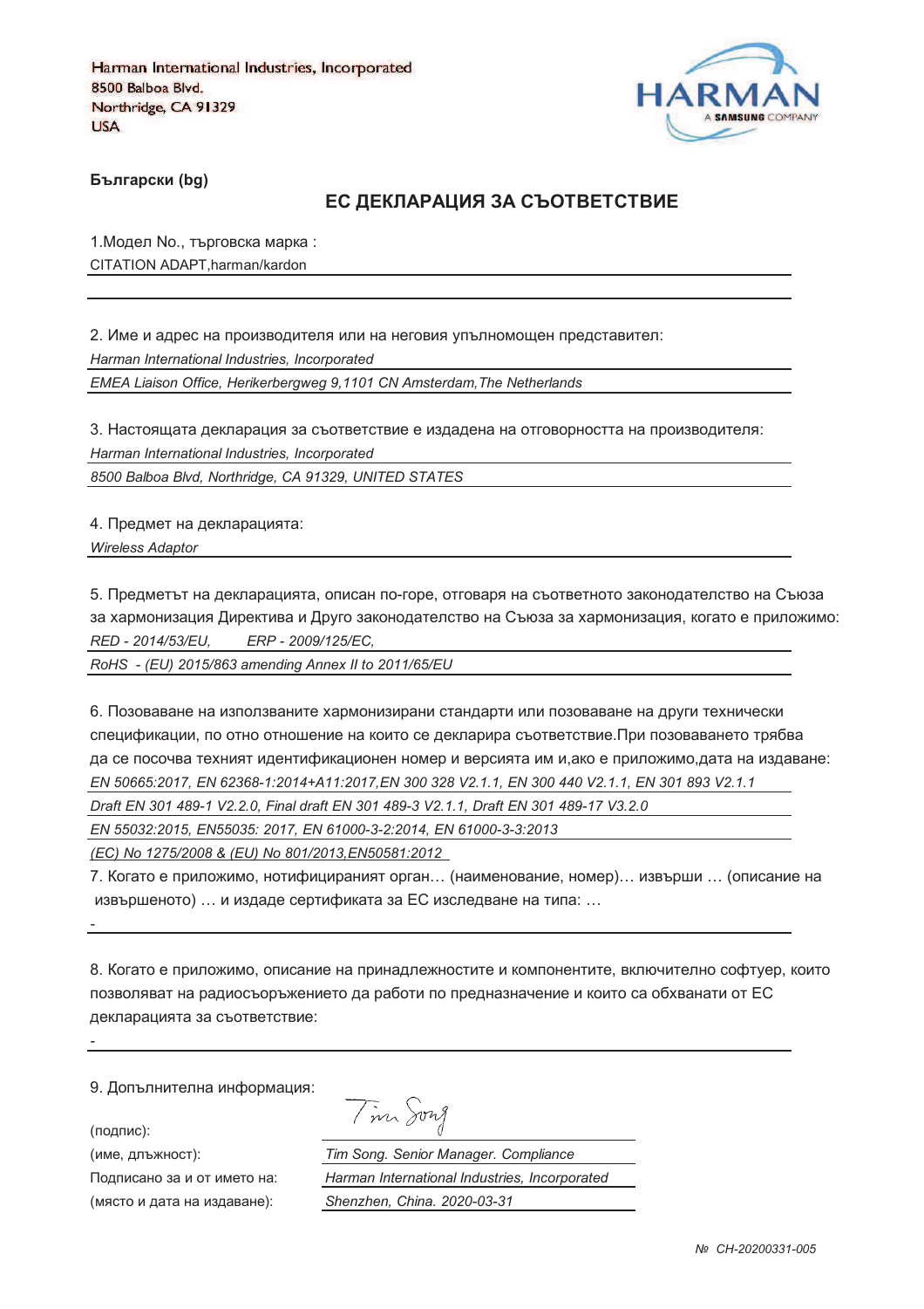Harman International Industries, Incorporated
8500 Balboa Blvd.
Northridge, CA 91329
USA

HARMAN
A SAMSUNG COMPANY

**Български (bg)**

## ЕС ДЕКЛАРАЦИЯ ЗА СЪОТВЕТСТВИЕ

1.Модел No., търговска марка :
CITATION ADAPT,harman/kardon

2. Име и адрес на производителя или на неговия упълномощен представител:
*Harman International Industries, Incorporated*
*EMEA Liaison Office, Herikerbergweg 9,1101 CN Amsterdam,The Netherlands*

3. Настоящата декларация за съответствие е издадена на отговорността на производителя:
*Harman International Industries, Incorporated*
*8500 Balboa Blvd, Northridge, CA 91329, UNITED STATES*

4. Предмет на декларацията:
*Wireless Adaptor*

5. Предметът на декларацията, описан по-горе, отговаря на съответното законодателство на Съюза за хармонизация Директива и Друго законодателство на Съюза за хармонизация, когато е приложимо:
*RED - 2014/53/EU, ERP - 2009/125/EC,*
*RoHS - (EU) 2015/863 amending Annex II to 2011/65/EU*

6. Позоваване на използваните хармонизирани стандарти или позоваване на други технически спецификации, по отно отношение на които се декларира съответствие.При позоваването трябва да се посочва техният идентификационен номер и версията им и,ако е приложимо,дата на издаване:
*EN 50665:2017, EN 62368-1:2014+A11:2017,EN 300 328 V2.1.1, EN 300 440 V2.1.1, EN 301 893 V2.1.1*
*Draft EN 301 489-1 V2.2.0, Final draft EN 301 489-3 V2.1.1, Draft EN 301 489-17 V3.2.0*
*EN 55032:2015, EN55035: 2017, EN 61000-3-2:2014, EN 61000-3-3:2013*
*(EC) No 1275/2008 & (EU) No 801/2013,EN50581:2012*

7. Когато е приложимо, нотифицираният орган… (наименование, номер)… извърши … (описание на извършеното) … и издаде сертификата за ЕС изследване на типа: …

-

8. Когато е приложимо, описание на принадлежностите и компонентите, включително софтуер, които позволяват на радиосъоръжението да работи по предназначение и които са обхванати от ЕС декларацията за съответствие:

-

9. Допълнителна информация:

(подпис): Tim Song

(име, длъжност): *Tim Song. Senior Manager. Compliance*

Подписано за и от името на: *Harman International Industries, Incorporated*

(място и дата на издаване): *Shenzhen, China. 2020-03-31*

*№ CH-20200331-005*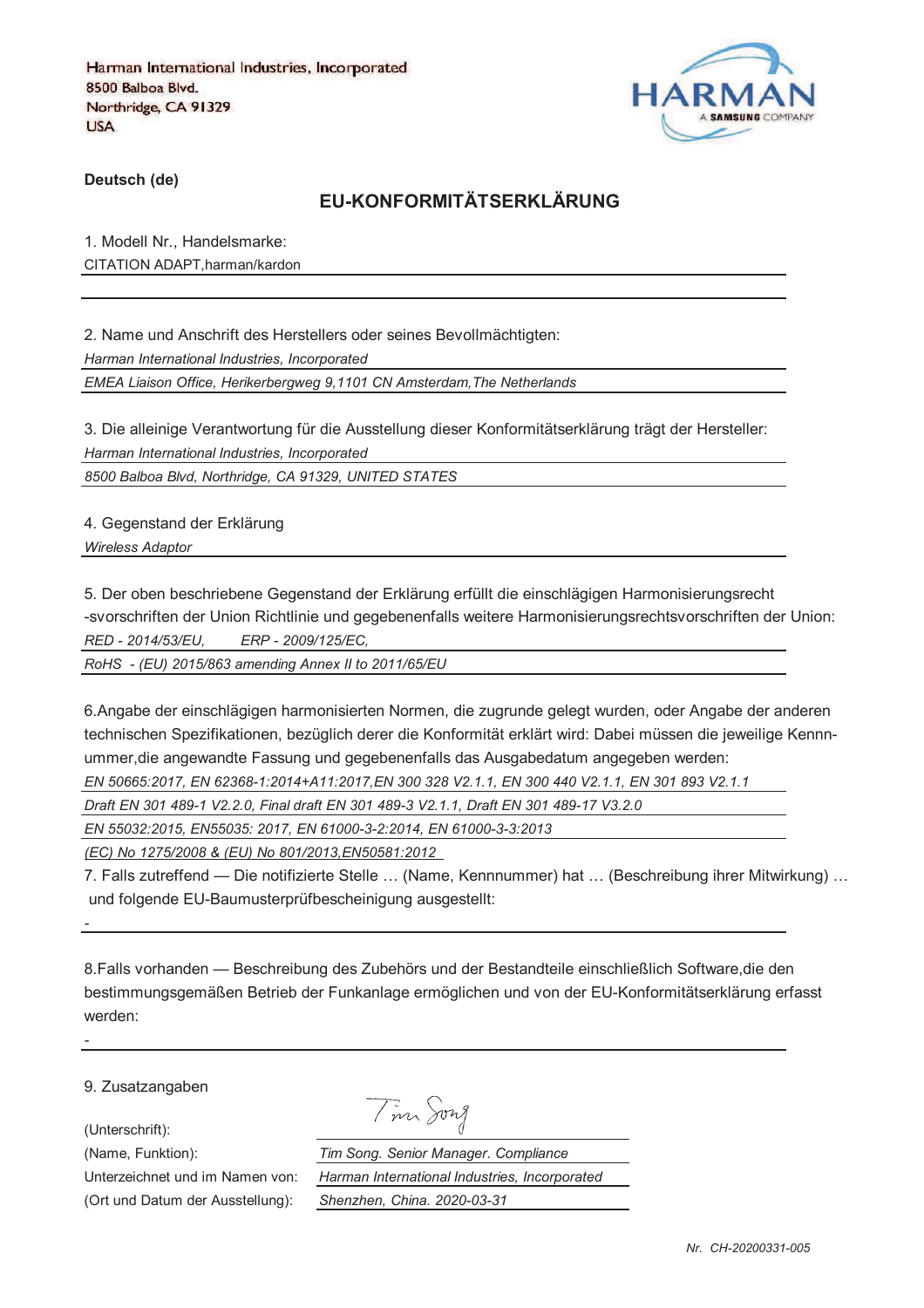Harman International Industries, Incorporated
8500 Balboa Blvd.
Northridge, CA 91329
USA

HARMAN
A SAMSUNG COMPANY

**Deutsch (de)**

## EU-KONFORMITÄTSERKLÄRUNG

1. Modell Nr., Handelsmarke:

CITATION ADAPT,harman/kardon

2. Name und Anschrift des Herstellers oder seines Bevollmächtigten:

*Harman International Industries, Incorporated*

*EMEA Liaison Office, Herikerbergweg 9,1101 CN Amsterdam,The Netherlands*

3. Die alleinige Verantwortung für die Ausstellung dieser Konformitätserklärung trägt der Hersteller:

*Harman International Industries, Incorporated*

*8500 Balboa Blvd, Northridge, CA 91329, UNITED STATES*

4. Gegenstand der Erklärung

*Wireless Adaptor*

5. Der oben beschriebene Gegenstand der Erklärung erfüllt die einschlägigen Harmonisierungsrecht -svorschriften der Union Richtlinie und gegebenenfalls weitere Harmonisierungsrechtsvorschriften der Union:

*RED - 2014/53/EU, ERP - 2009/125/EC,*

*RoHS - (EU) 2015/863 amending Annex II to 2011/65/EU*

6.Angabe der einschlägigen harmonisierten Normen, die zugrunde gelegt wurden, oder Angabe der anderen technischen Spezifikationen, bezüglich derer die Konformität erklärt wird: Dabei müssen die jeweilige Kennnummer,die angewandte Fassung und gegebenenfalls das Ausgabedatum angegeben werden:

*EN 50665:2017, EN 62368-1:2014+A11:2017,EN 300 328 V2.1.1, EN 300 440 V2.1.1, EN 301 893 V2.1.1*

*Draft EN 301 489-1 V2.2.0, Final draft EN 301 489-3 V2.1.1, Draft EN 301 489-17 V3.2.0*

*EN 55032:2015, EN55035: 2017, EN 61000-3-2:2014, EN 61000-3-3:2013*

*(EC) No 1275/2008 & (EU) No 801/2013,EN50581:2012*

7. Falls zutreffend — Die notifizierte Stelle … (Name, Kennnummer) hat … (Beschreibung ihrer Mitwirkung) … und folgende EU-Baumusterprüfbescheinigung ausgestellt:

-

8.Falls vorhanden — Beschreibung des Zubehörs und der Bestandteile einschließlich Software,die den bestimmungsgemäßen Betrieb der Funkanlage ermöglichen und von der EU-Konformitätserklärung erfasst werden:

-

9. Zusatzangaben

(Unterschrift): Tim Song

(Name, Funktion): *Tim Song. Senior Manager. Compliance*

Unterzeichnet und im Namen von: *Harman International Industries, Incorporated*

(Ort und Datum der Ausstellung): *Shenzhen, China. 2020-03-31*

*Nr. CH-20200331-005*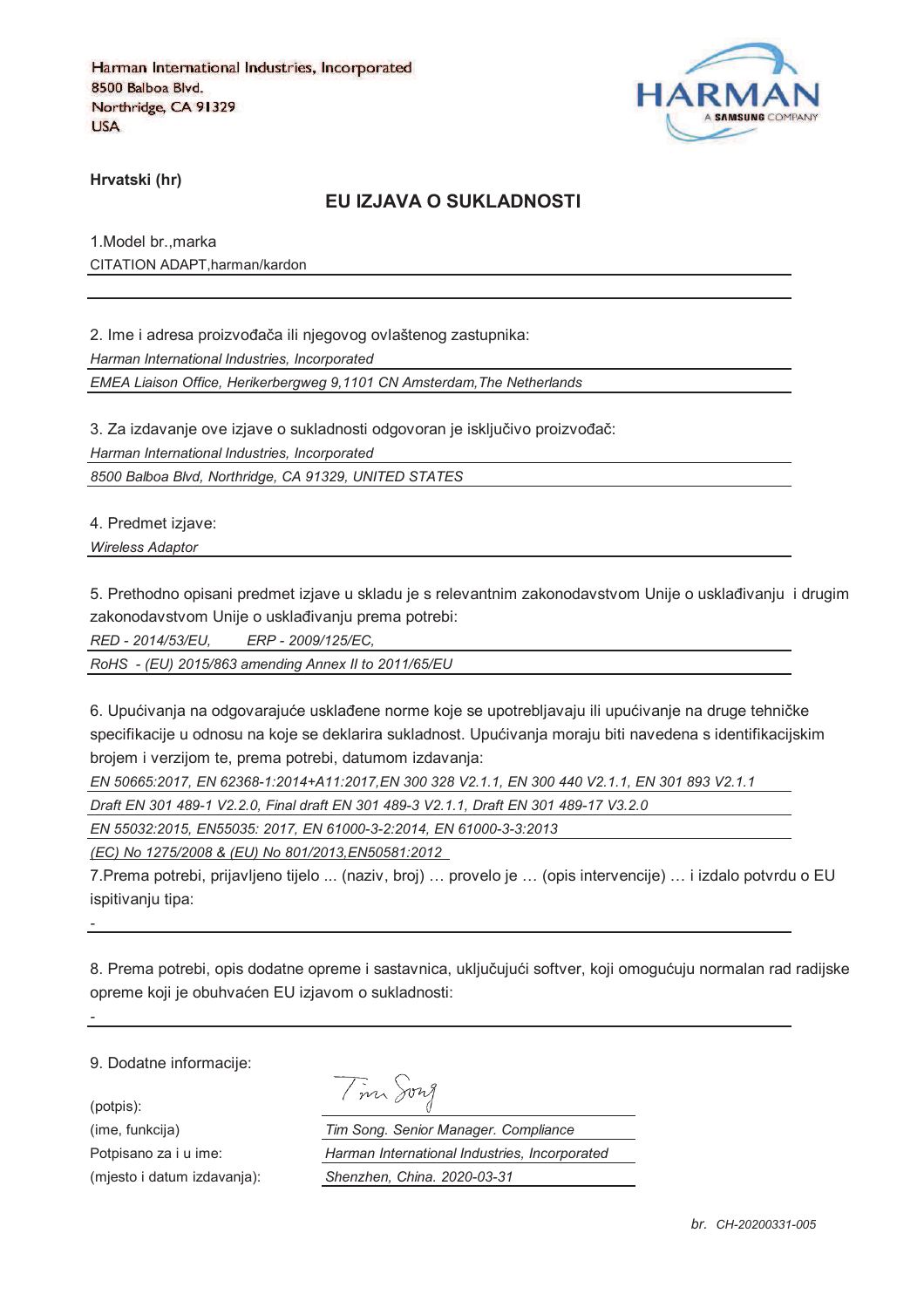Harman International Industries, Incorporated
8500 Balboa Blvd.
Northridge, CA 91329
USA

HARMAN A SAMSUNG COMPANY

**Hrvatski (hr)**

## EU IZJAVA O SUKLADNOSTI

1.Model br.,marka
CITATION ADAPT,harman/kardon

2. Ime i adresa proizvođača ili njegovog ovlaštenog zastupnika:
*Harman International Industries, Incorporated*
*EMEA Liaison Office, Herikerbergweg 9,1101 CN Amsterdam,The Netherlands*

3. Za izdavanje ove izjave o sukladnosti odgovoran je isključivo proizvođač:
*Harman International Industries, Incorporated*
*8500 Balboa Blvd, Northridge, CA 91329, UNITED STATES*

4. Predmet izjave:
*Wireless Adaptor*

5. Prethodno opisani predmet izjave u skladu je s relevantnim zakonodavstvom Unije o usklađivanju i drugim zakonodavstvom Unije o usklađivanju prema potrebi:
*RED - 2014/53/EU,  ERP - 2009/125/EC,*
*RoHS - (EU) 2015/863 amending Annex II to 2011/65/EU*

6. Upućivanja na odgovarajuće usklađene norme koje se upotrebljavaju ili upućivanje na druge tehničke specifikacije u odnosu na koje se deklarira sukladnost. Upućivanja moraju biti navedena s identifikacijskim brojem i verzijom te, prema potrebi, datumom izdavanja:
*EN 50665:2017, EN 62368-1:2014+A11:2017,EN 300 328 V2.1.1, EN 300 440 V2.1.1, EN 301 893 V2.1.1*
*Draft EN 301 489-1 V2.2.0, Final draft EN 301 489-3 V2.1.1, Draft EN 301 489-17 V3.2.0*
*EN 55032:2015, EN55035: 2017, EN 61000-3-2:2014, EN 61000-3-3:2013*
*(EC) No 1275/2008 & (EU) No 801/2013,EN50581:2012*

7.Prema potrebi, prijavljeno tijelo ... (naziv, broj) … provelo je … (opis intervencije) … i izdalo potvrdu o EU ispitivanju tipa:
-

8. Prema potrebi, opis dodatne opreme i sastavnica, uključujući softver, koji omogućuju normalan rad radijske opreme koji je obuhvaćen EU izjavom o sukladnosti:
-

9. Dodatne informacije:

(potpis): Tim Song
(ime, funkcija): *Tim Song. Senior Manager. Compliance*
Potpisano za i u ime: *Harman International Industries, Incorporated*
(mjesto i datum izdavanja): *Shenzhen, China. 2020-03-31*

*br. CH-20200331-005*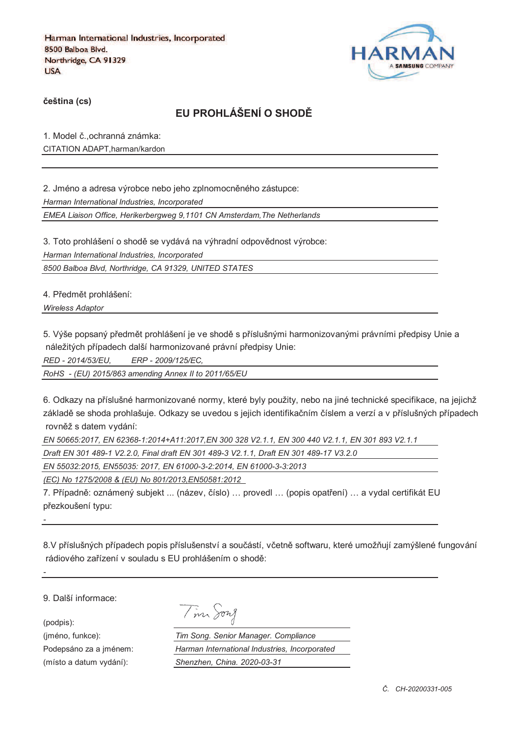Harman International Industries, Incorporated
8500 Balboa Blvd.
Northridge, CA 91329
USA

HARMAN
A SAMSUNG COMPANY

**čeština (cs)**

## EU PROHLÁŠENÍ O SHODĚ

1. Model č.,ochranná známka:

CITATION ADAPT,harman/kardon

2. Jméno a adresa výrobce nebo jeho zplnomocněného zástupce:

*Harman International Industries, Incorporated*

*EMEA Liaison Office, Herikerbergweg 9,1101 CN Amsterdam,The Netherlands*

3. Toto prohlášení o shodě se vydává na výhradní odpovědnost výrobce:

*Harman International Industries, Incorporated*

*8500 Balboa Blvd, Northridge, CA 91329, UNITED STATES*

4. Předmět prohlášení:

*Wireless Adaptor*

5. Výše popsaný předmět prohlášení je ve shodě s příslušnými harmonizovanými právními předpisy Unie a náležitých případech další harmonizované právní předpisy Unie:

*RED - 2014/53/EU, ERP - 2009/125/EC,*

*RoHS - (EU) 2015/863 amending Annex II to 2011/65/EU*

6. Odkazy na příslušné harmonizované normy, které byly použity, nebo na jiné technické specifikace, na jejichž základě se shoda prohlašuje. Odkazy se uvedou s jejich identifikačním číslem a verzí a v příslušných případech rovněž s datem vydání:

*EN 50665:2017, EN 62368-1:2014+A11:2017,EN 300 328 V2.1.1, EN 300 440 V2.1.1, EN 301 893 V2.1.1*

*Draft EN 301 489-1 V2.2.0, Final draft EN 301 489-3 V2.1.1, Draft EN 301 489-17 V3.2.0*

*EN 55032:2015, EN55035: 2017, EN 61000-3-2:2014, EN 61000-3-3:2013*

*(EC) No 1275/2008 & (EU) No 801/2013,EN50581:2012*

7. Případně: oznámený subjekt ... (název, číslo) … provedl … (popis opatření) … a vydal certifikát EU přezkoušení typu:

-

8.V příslušných případech popis příslušenství a součástí, včetně softwaru, které umožňují zamýšlené fungování rádiového zařízení v souladu s EU prohlášením o shodě:

-

9. Další informace:

(podpis): Tim Song

(jméno, funkce): *Tim Song. Senior Manager. Compliance*

Podepsáno za a jménem: *Harman International Industries, Incorporated*

(místo a datum vydání): *Shenzhen, China. 2020-03-31*

*Č. CH-20200331-005*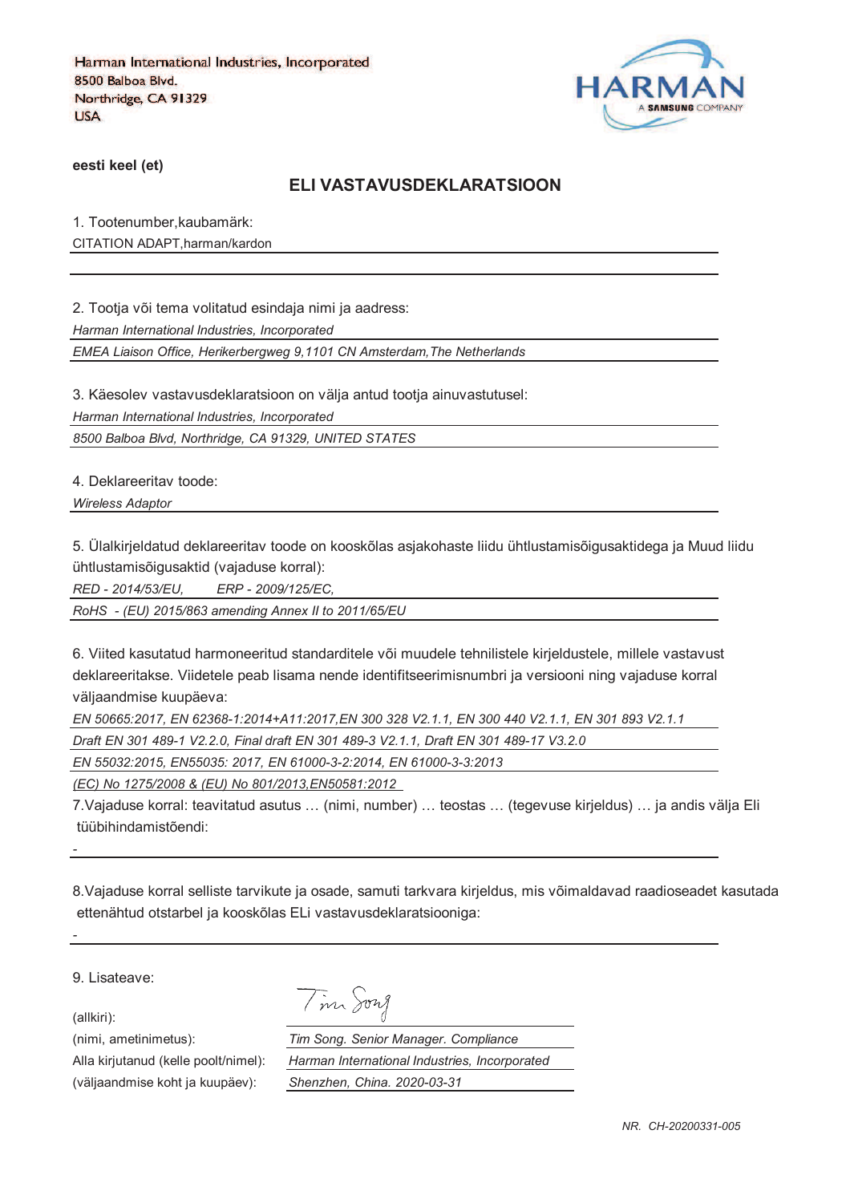Harman International Industries, Incorporated
8500 Balboa Blvd.
Northridge, CA 91329
USA

HARMAN
A SAMSUNG COMPANY

**eesti keel (et)**

## ELI VASTAVUSDEKLARATSIOON

1. Tootenumber,kaubamärk:

CITATION ADAPT,harman/kardon

2. Tootja või tema volitatud esindaja nimi ja aadress:

*Harman International Industries, Incorporated*

*EMEA Liaison Office, Herikerbergweg 9,1101 CN Amsterdam,The Netherlands*

3. Käesolev vastavusdeklaratsioon on välja antud tootja ainuvastutusel:

*Harman International Industries, Incorporated*

*8500 Balboa Blvd, Northridge, CA 91329, UNITED STATES*

4. Deklareeritav toode:

*Wireless Adaptor*

5. Ülalkirjeldatud deklareeritav toode on kooskõlas asjakohaste liidu ühtlustamisõigusaktidega ja Muud liidu ühtlustamisõigusaktid (vajaduse korral):

*RED - 2014/53/EU, ERP - 2009/125/EC,*

*RoHS - (EU) 2015/863 amending Annex II to 2011/65/EU*

6. Viited kasutatud harmoneeritud standarditele või muudele tehnilistele kirjeldustele, millele vastavust deklareeritakse. Viidetele peab lisama nende identifitseerimisnumbri ja versiooni ning vajaduse korral väljaandmise kuupäeva:

*EN 50665:2017, EN 62368-1:2014+A11:2017,EN 300 328 V2.1.1, EN 300 440 V2.1.1, EN 301 893 V2.1.1*

*Draft EN 301 489-1 V2.2.0, Final draft EN 301 489-3 V2.1.1, Draft EN 301 489-17 V3.2.0*

*EN 55032:2015, EN55035: 2017, EN 61000-3-2:2014, EN 61000-3-3:2013*

*(EC) No 1275/2008 & (EU) No 801/2013,EN50581:2012*

7.Vajaduse korral: teavitatud asutus … (nimi, number) … teostas … (tegevuse kirjeldus) … ja andis välja Eli tüübihindamistõendi:

-

8.Vajaduse korral selliste tarvikute ja osade, samuti tarkvara kirjeldus, mis võimaldavad raadioseadet kasutada ettenähtud otstarbel ja kooskõlas ELi vastavusdeklaratsiooniga:

-

9. Lisateave:

(allkiri): Tim Song

(nimi, ametinimetus): *Tim Song. Senior Manager. Compliance*

Alla kirjutanud (kelle poolt/nimel): *Harman International Industries, Incorporated*

(väljaandmise koht ja kuupäev): *Shenzhen, China. 2020-03-31*

*NR. CH-20200331-005*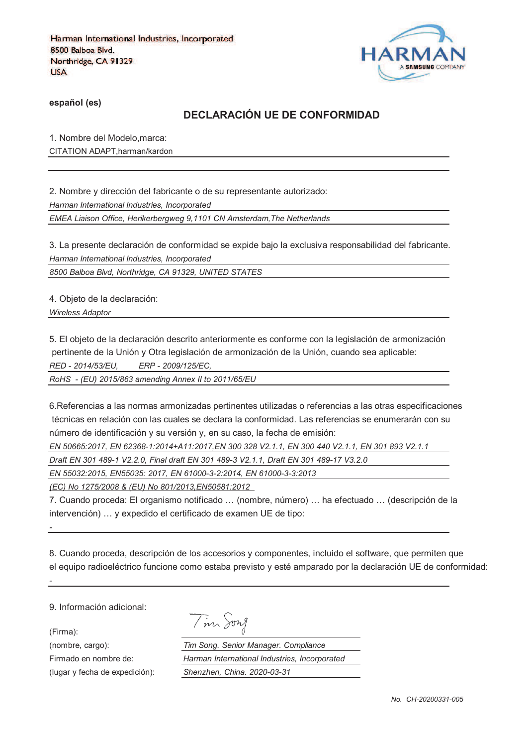Harman International Industries, Incorporated
8500 Balboa Blvd.
Northridge, CA 91329
USA

HARMAN
A SAMSUNG COMPANY

**español (es)**

## DECLARACIÓN UE DE CONFORMIDAD

1. Nombre del Modelo,marca:

CITATION ADAPT,harman/kardon

2. Nombre y dirección del fabricante o de su representante autorizado:

*Harman International Industries, Incorporated*

*EMEA Liaison Office, Herikerbergweg 9,1101 CN Amsterdam,The Netherlands*

3. La presente declaración de conformidad se expide bajo la exclusiva responsabilidad del fabricante.

*Harman International Industries, Incorporated*

*8500 Balboa Blvd, Northridge, CA 91329, UNITED STATES*

4. Objeto de la declaración:

*Wireless Adaptor*

5. El objeto de la declaración descrito anteriormente es conforme con la legislación de armonización pertinente de la Unión y Otra legislación de armonización de la Unión, cuando sea aplicable:

*RED - 2014/53/EU,    ERP - 2009/125/EC,*

*RoHS - (EU) 2015/863 amending Annex II to 2011/65/EU*

6.Referencias a las normas armonizadas pertinentes utilizadas o referencias a las otras especificaciones técnicas en relación con las cuales se declara la conformidad. Las referencias se enumerarán con su número de identificación y su versión y, en su caso, la fecha de emisión:

*EN 50665:2017, EN 62368-1:2014+A11:2017,EN 300 328 V2.1.1, EN 300 440 V2.1.1, EN 301 893 V2.1.1*

*Draft EN 301 489-1 V2.2.0, Final draft EN 301 489-3 V2.1.1, Draft EN 301 489-17 V3.2.0*

*EN 55032:2015, EN55035: 2017, EN 61000-3-2:2014, EN 61000-3-3:2013*

*(EC) No 1275/2008 & (EU) No 801/2013,EN50581:2012*

7. Cuando proceda: El organismo notificado … (nombre, número) … ha efectuado … (descripción de la intervención) … y expedido el certificado de examen UE de tipo:

-

8. Cuando proceda, descripción de los accesorios y componentes, incluido el software, que permiten que el equipo radioeléctrico funcione como estaba previsto y esté amparado por la declaración UE de conformidad:

-

9. Información adicional:

(Firma): Tim Song

(nombre, cargo): *Tim Song. Senior Manager. Compliance*

Firmado en nombre de: *Harman International Industries, Incorporated*

(lugar y fecha de expedición): *Shenzhen, China. 2020-03-31*

*No. CH-20200331-005*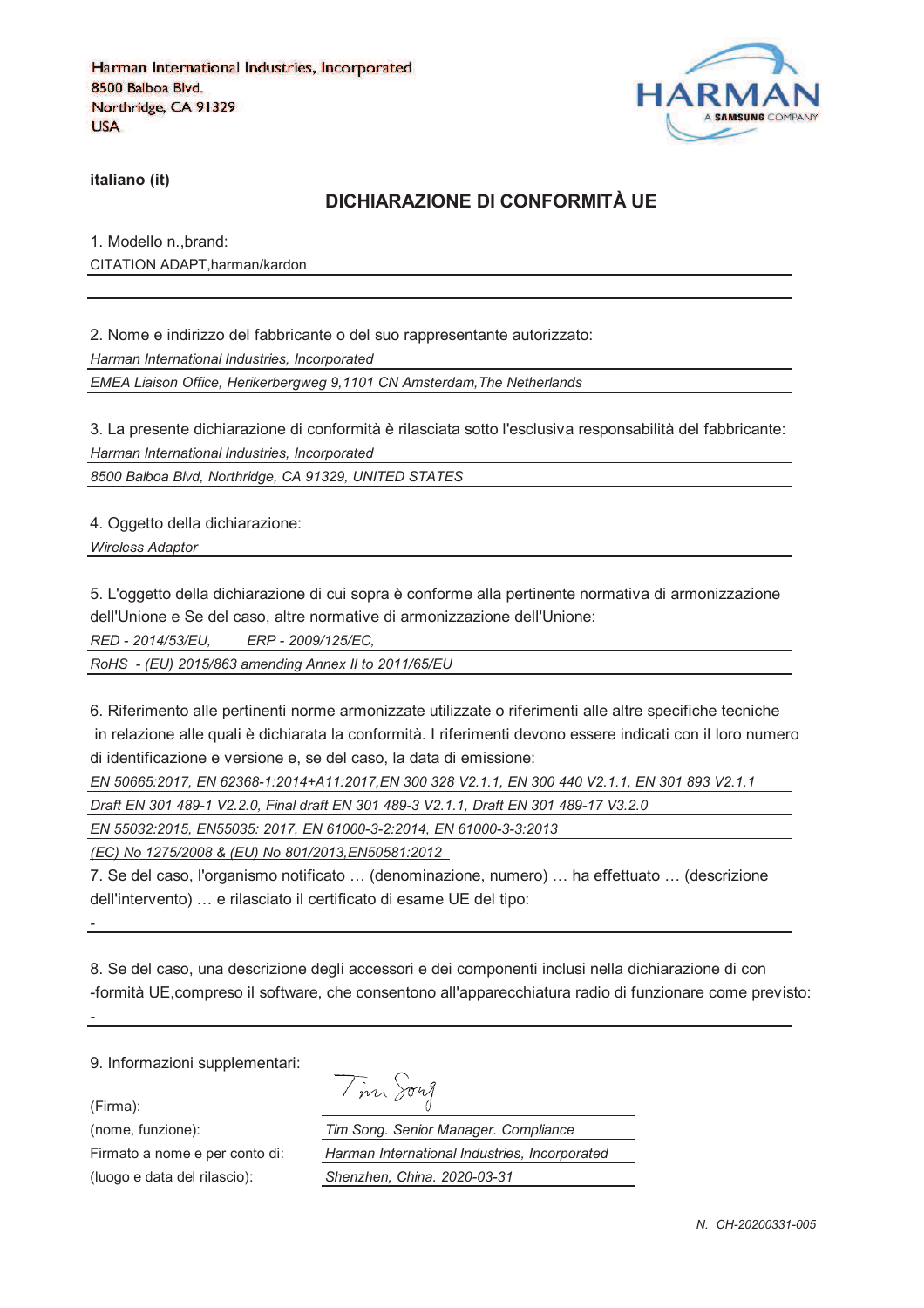Harman International Industries, Incorporated
8500 Balboa Blvd.
Northridge, CA 91329
USA

**italiano (it)**

## DICHIARAZIONE DI CONFORMITÀ UE

1. Modello n.,brand:

CITATION ADAPT,harman/kardon

2. Nome e indirizzo del fabbricante o del suo rappresentante autorizzato:

*Harman International Industries, Incorporated*

*EMEA Liaison Office, Herikerbergweg 9,1101 CN Amsterdam,The Netherlands*

3. La presente dichiarazione di conformità è rilasciata sotto l'esclusiva responsabilità del fabbricante:

*Harman International Industries, Incorporated*

*8500 Balboa Blvd, Northridge, CA 91329, UNITED STATES*

4. Oggetto della dichiarazione:

*Wireless Adaptor*

5. L'oggetto della dichiarazione di cui sopra è conforme alla pertinente normativa di armonizzazione dell'Unione e Se del caso, altre normative di armonizzazione dell'Unione:

*RED - 2014/53/EU,    ERP - 2009/125/EC,*

*RoHS - (EU) 2015/863 amending Annex II to 2011/65/EU*

6. Riferimento alle pertinenti norme armonizzate utilizzate o riferimenti alle altre specifiche tecniche in relazione alle quali è dichiarata la conformità. I riferimenti devono essere indicati con il loro numero di identificazione e versione e, se del caso, la data di emissione:

*EN 50665:2017, EN 62368-1:2014+A11:2017,EN 300 328 V2.1.1, EN 300 440 V2.1.1, EN 301 893 V2.1.1*

*Draft EN 301 489-1 V2.2.0, Final draft EN 301 489-3 V2.1.1, Draft EN 301 489-17 V3.2.0*

*EN 55032:2015, EN55035: 2017, EN 61000-3-2:2014, EN 61000-3-3:2013*

*(EC) No 1275/2008 & (EU) No 801/2013,EN50581:2012*

7. Se del caso, l'organismo notificato … (denominazione, numero) … ha effettuato … (descrizione dell'intervento) … e rilasciato il certificato di esame UE del tipo:

-

8. Se del caso, una descrizione degli accessori e dei componenti inclusi nella dichiarazione di con -formità UE,compreso il software, che consentono all'apparecchiatura radio di funzionare come previsto:

-

9. Informazioni supplementari:

(Firma):

(nome, funzione): *Tim Song. Senior Manager. Compliance*

Firmato a nome e per conto di: *Harman International Industries, Incorporated*

(luogo e data del rilascio): *Shenzhen, China. 2020-03-31*

*N. CH-20200331-005*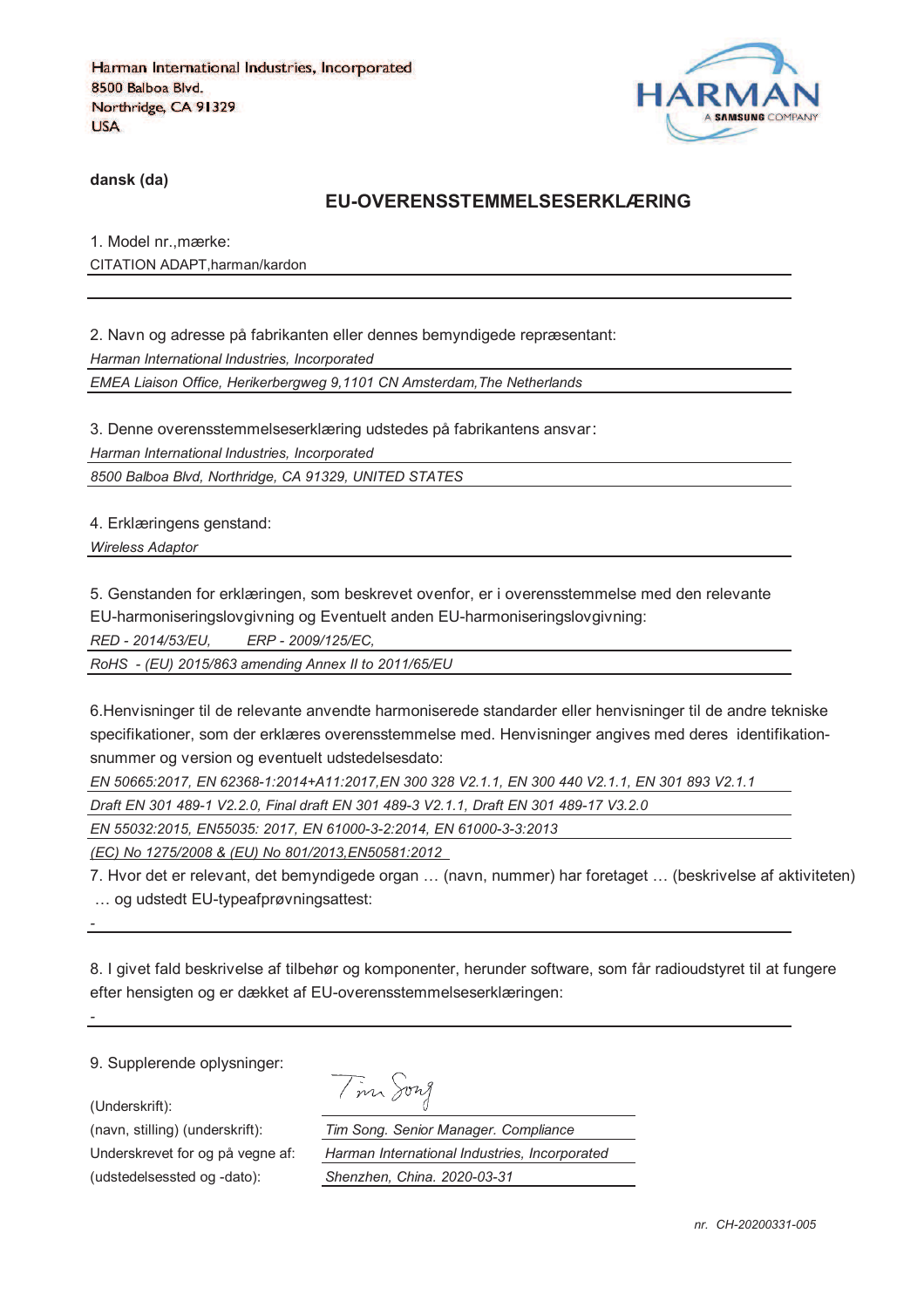Harman International Industries, Incorporated
8500 Balboa Blvd.
Northridge, CA 91329
USA

HARMAN
A SAMSUNG COMPANY

**dansk (da)**

## EU-OVERENSSTEMMELSESERKLÆRING

1. Model nr.,mærke:
CITATION ADAPT,harman/kardon

2. Navn og adresse på fabrikanten eller dennes bemyndigede repræsentant:
*Harman International Industries, Incorporated*
*EMEA Liaison Office, Herikerbergweg 9,1101 CN Amsterdam,The Netherlands*

3. Denne overensstemmelseserklæring udstedes på fabrikantens ansvar:
*Harman International Industries, Incorporated*
*8500 Balboa Blvd, Northridge, CA 91329, UNITED STATES*

4. Erklæringens genstand:
*Wireless Adaptor*

5. Genstanden for erklæringen, som beskrevet ovenfor, er i overensstemmelse med den relevante EU-harmoniseringslovgivning og Eventuelt anden EU-harmoniseringslovgivning:
*RED - 2014/53/EU, ERP - 2009/125/EC,*
*RoHS - (EU) 2015/863 amending Annex II to 2011/65/EU*

6.Henvisninger til de relevante anvendte harmoniserede standarder eller henvisninger til de andre tekniske specifikationer, som der erklæres overensstemmelse med. Henvisninger angives med deres identifikation-snummer og version og eventuelt udstedelsesdato:
*EN 50665:2017, EN 62368-1:2014+A11:2017,EN 300 328 V2.1.1, EN 300 440 V2.1.1, EN 301 893 V2.1.1*
*Draft EN 301 489-1 V2.2.0, Final draft EN 301 489-3 V2.1.1, Draft EN 301 489-17 V3.2.0*
*EN 55032:2015, EN55035: 2017, EN 61000-3-2:2014, EN 61000-3-3:2013*
*(EC) No 1275/2008 & (EU) No 801/2013,EN50581:2012*

7. Hvor det er relevant, det bemyndigede organ … (navn, nummer) har foretaget … (beskrivelse af aktiviteten) … og udstedt EU-typeafprøvningsattest:
-

8. I givet fald beskrivelse af tilbehør og komponenter, herunder software, som får radioudstyret til at fungere efter hensigten og er dækket af EU-overensstemmelseserklæringen:
-

9. Supplerende oplysninger:

(Underskrift): Tim Song
(navn, stilling) (underskrift): *Tim Song. Senior Manager. Compliance*
Underskrevet for og på vegne af: *Harman International Industries, Incorporated*
(udstedelsessted og -dato): *Shenzhen, China. 2020-03-31*

*nr. CH-20200331-005*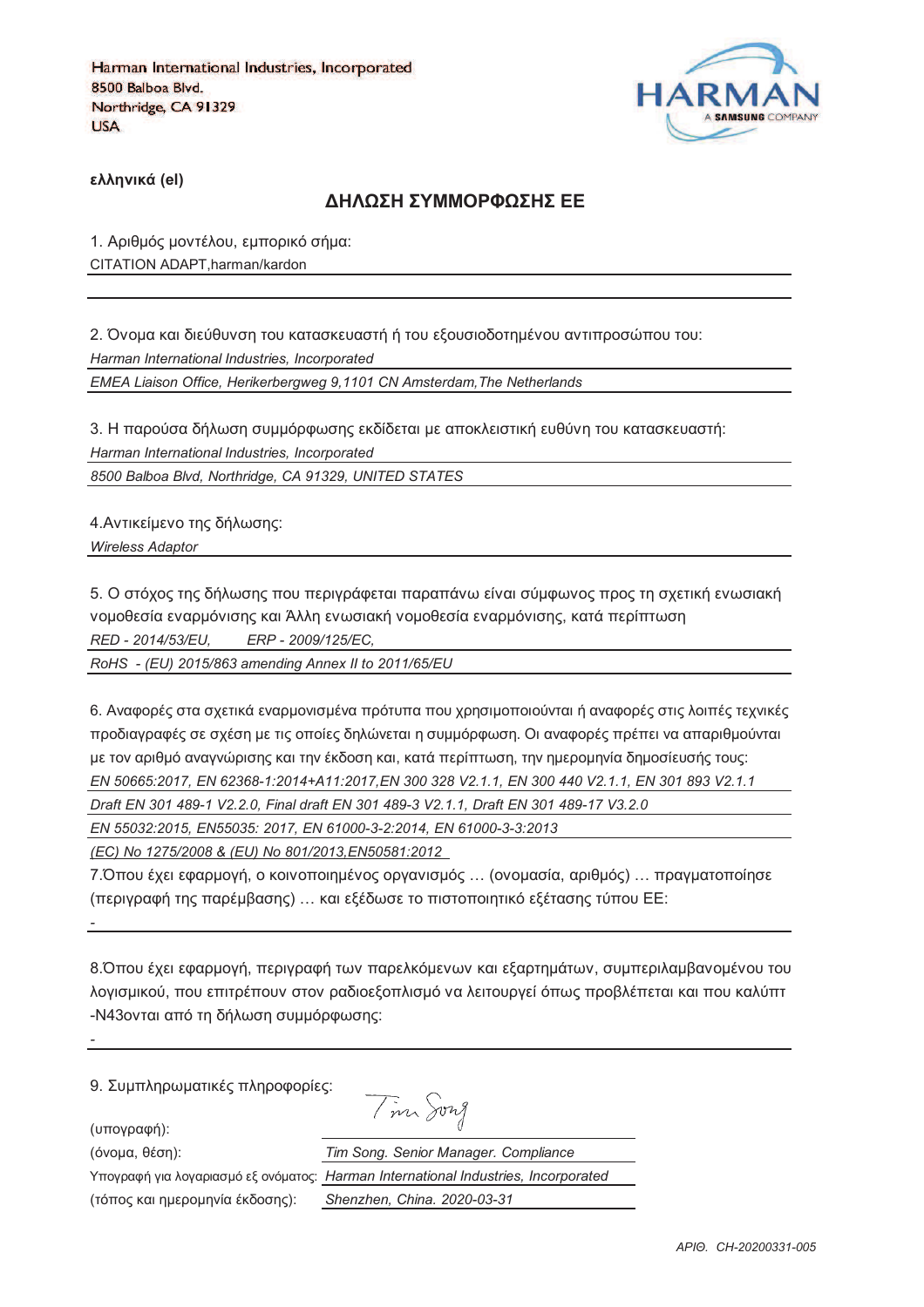Harman International Industries, Incorporated
8500 Balboa Blvd.
Northridge, CA 91329
USA

HARMAN
A SAMSUNG COMPANY

**ελληνικά (el)**

## ΔΗΛΩΣΗ ΣΥΜΜΟΡΦΩΣΗΣ ΕΕ

1. Αριθμός μοντέλου, εμπορικό σήμα:
CITATION ADAPT,harman/kardon

2. Όνομα και διεύθυνση του κατασκευαστή ή του εξουσιοδοτημένου αντιπροσώπου του:
*Harman International Industries, Incorporated*
*EMEA Liaison Office, Herikerbergweg 9,1101 CN Amsterdam,The Netherlands*

3. Η παρούσα δήλωση συμμόρφωσης εκδίδεται με αποκλειστική ευθύνη του κατασκευαστή:
*Harman International Industries, Incorporated*
*8500 Balboa Blvd, Northridge, CA 91329, UNITED STATES*

4.Αντικείμενο της δήλωσης:
*Wireless Adaptor*

5. Ο στόχος της δήλωσης που περιγράφεται παραπάνω είναι σύμφωνος προς τη σχετική ενωσιακή νομοθεσία εναρμόνισης και Άλλη ενωσιακή νομοθεσία εναρμόνισης, κατά περίπτωση
*RED - 2014/53/EU, ERP - 2009/125/EC,*
*RoHS - (EU) 2015/863 amending Annex II to 2011/65/EU*

6. Αναφορές στα σχετικά εναρμονισμένα πρότυπα που χρησιμοποιούνται ή αναφορές στις λοιπές τεχνικές προδιαγραφές σε σχέση με τις οποίες δηλώνεται η συμμόρφωση. Οι αναφορές πρέπει να απαριθμούνται με τον αριθμό αναγνώρισης και την έκδοση και, κατά περίπτωση, την ημερομηνία δημοσίευσής τους:
*EN 50665:2017, EN 62368-1:2014+A11:2017,EN 300 328 V2.1.1, EN 300 440 V2.1.1, EN 301 893 V2.1.1*
*Draft EN 301 489-1 V2.2.0, Final draft EN 301 489-3 V2.1.1, Draft EN 301 489-17 V3.2.0*
*EN 55032:2015, EN55035: 2017, EN 61000-3-2:2014, EN 61000-3-3:2013*
*(EC) No 1275/2008 & (EU) No 801/2013,EN50581:2012*

7.Όπου έχει εφαρμογή, ο κοινοποιημένος οργανισμός … (ονομασία, αριθμός) … πραγματοποίησε (περιγραφή της παρέμβασης) … και εξέδωσε το πιστοποιητικό εξέτασης τύπου ΕΕ:
-

8.Όπου έχει εφαρμογή, περιγραφή των παρελκόμενων και εξαρτημάτων, συμπεριλαμβανομένου του λογισμικού, που επιτρέπουν στον ραδιοεξοπλισμό να λειτουργεί όπως προβλέπεται και που καλύπτ -N43ονται από τη δήλωση συμμόρφωσης:
-

9. Συμπληρωματικές πληροφορίες:

(υπογραφή): Tim Song

(όνομα, θέση): *Tim Song. Senior Manager. Compliance*

Υπογραφή για λογαριασμό εξ ονόματος: *Harman International Industries, Incorporated*

(τόπος και ημερομηνία έκδοσης): *Shenzhen, China. 2020-03-31*

*ΑΡΙΘ. CH-20200331-005*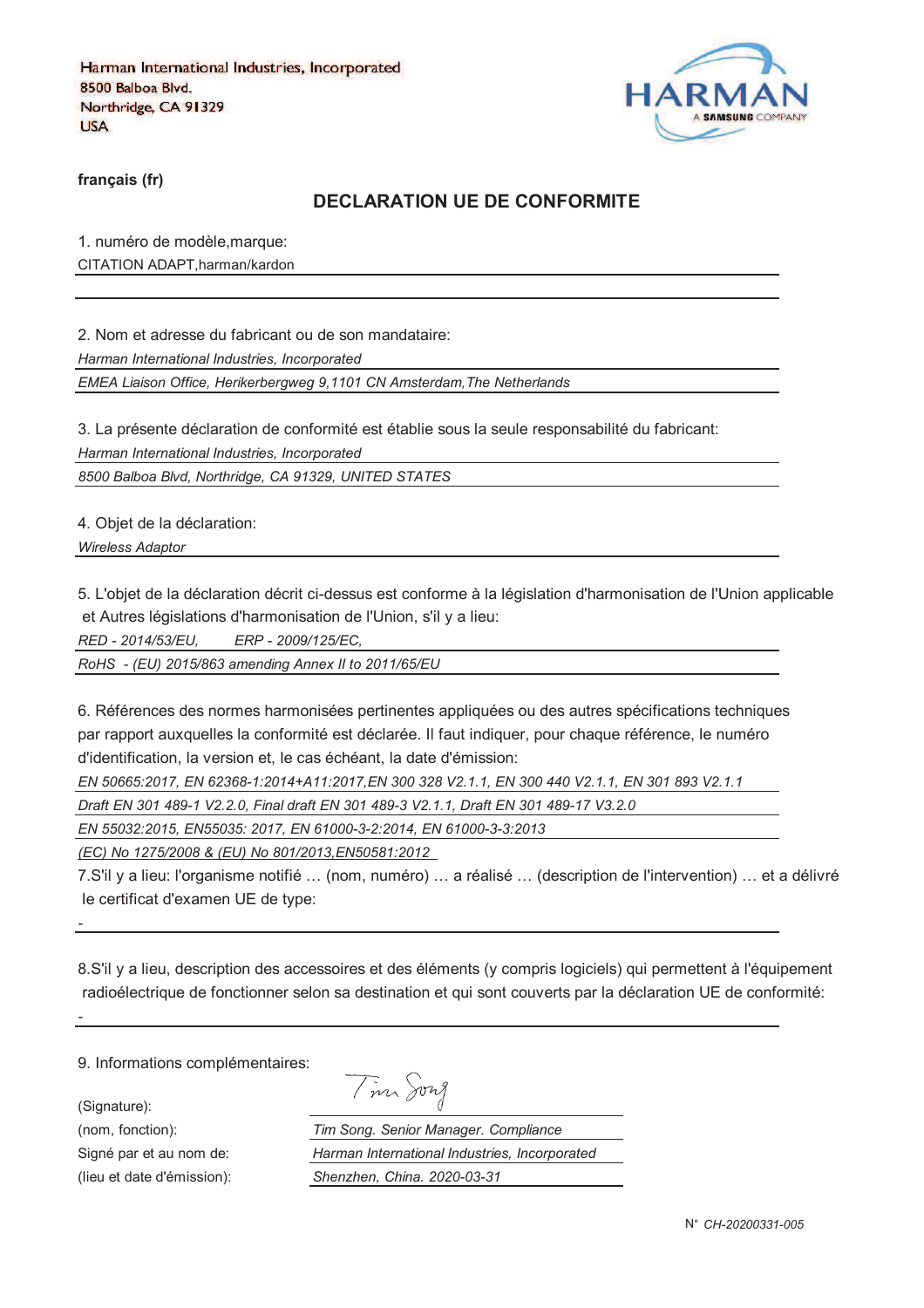Harman International Industries, Incorporated
8500 Balboa Blvd.
Northridge, CA 91329
USA

HARMAN
A SAMSUNG COMPANY

**français (fr)**

## DECLARATION UE DE CONFORMITE

1. numéro de modèle,marque:

CITATION ADAPT,harman/kardon

2. Nom et adresse du fabricant ou de son mandataire:

*Harman International Industries, Incorporated*

*EMEA Liaison Office, Herikerbergweg 9,1101 CN Amsterdam,The Netherlands*

3. La présente déclaration de conformité est établie sous la seule responsabilité du fabricant:

*Harman International Industries, Incorporated*

*8500 Balboa Blvd, Northridge, CA 91329, UNITED STATES*

4. Objet de la déclaration:

*Wireless Adaptor*

5. L'objet de la déclaration décrit ci-dessus est conforme à la législation d'harmonisation de l'Union applicable et Autres législations d'harmonisation de l'Union, s'il y a lieu:

*RED - 2014/53/EU, ERP - 2009/125/EC,*

*RoHS - (EU) 2015/863 amending Annex II to 2011/65/EU*

6. Références des normes harmonisées pertinentes appliquées ou des autres spécifications techniques par rapport auxquelles la conformité est déclarée. Il faut indiquer, pour chaque référence, le numéro d'identification, la version et, le cas échéant, la date d'émission:

*EN 50665:2017, EN 62368-1:2014+A11:2017,EN 300 328 V2.1.1, EN 300 440 V2.1.1, EN 301 893 V2.1.1*

*Draft EN 301 489-1 V2.2.0, Final draft EN 301 489-3 V2.1.1, Draft EN 301 489-17 V3.2.0*

*EN 55032:2015, EN55035: 2017, EN 61000-3-2:2014, EN 61000-3-3:2013*

*(EC) No 1275/2008 & (EU) No 801/2013,EN50581:2012*

7.S'il y a lieu: l'organisme notifié … (nom, numéro) … a réalisé … (description de l'intervention) … et a délivré le certificat d'examen UE de type:

-

8.S'il y a lieu, description des accessoires et des éléments (y compris logiciels) qui permettent à l'équipement radioélectrique de fonctionner selon sa destination et qui sont couverts par la déclaration UE de conformité:

-

9. Informations complémentaires:

| | |
|---|---|
| (Signature): | Tim Song |
| (nom, fonction): | *Tim Song. Senior Manager. Compliance* |
| Signé par et au nom de: | *Harman International Industries, Incorporated* |
| (lieu et date d'émission): | *Shenzhen, China. 2020-03-31* |

N° *CH-20200331-005*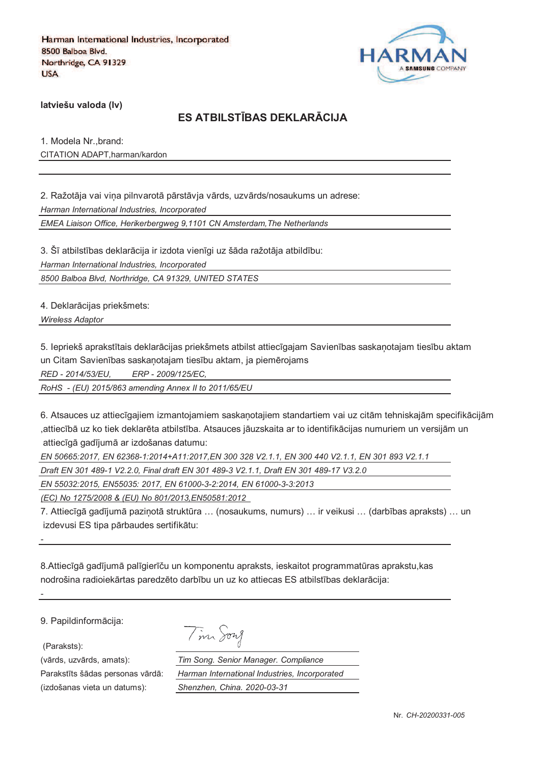Harman International Industries, Incorporated
8500 Balboa Blvd.
Northridge, CA 91329
USA

HARMAN
A SAMSUNG COMPANY

**latviešu valoda (lv)**

## ES ATBILSTĪBAS DEKLARĀCIJA

1. Modela Nr.,brand:

CITATION ADAPT,harman/kardon

2. Ražotāja vai viņa pilnvarotā pārstāvja vārds, uzvārds/nosaukums un adrese:

*Harman International Industries, Incorporated*

*EMEA Liaison Office, Herikerbergweg 9,1101 CN Amsterdam,The Netherlands*

3. Šī atbilstības deklarācija ir izdota vienīgi uz šāda ražotāja atbildību:

*Harman International Industries, Incorporated*

*8500 Balboa Blvd, Northridge, CA 91329, UNITED STATES*

4. Deklarācijas priekšmets:

*Wireless Adaptor*

5. Iepriekš aprakstītais deklarācijas priekšmets atbilst attiecīgajam Savienības saskaņotajam tiesību aktam un Citam Savienības saskaņotajam tiesību aktam, ja piemērojams

*RED - 2014/53/EU, ERP - 2009/125/EC,*

*RoHS - (EU) 2015/863 amending Annex II to 2011/65/EU*

6. Atsauces uz attiecīgajiem izmantojamiem saskaņotajiem standartiem vai uz citām tehniskajām specifikācijām ,attiecībā uz ko tiek deklarēta atbilstība. Atsauces jāuzskaita ar to identifikācijas numuriem un versijām un attiecīgā gadījumā ar izdošanas datumu:

*EN 50665:2017, EN 62368-1:2014+A11:2017,EN 300 328 V2.1.1, EN 300 440 V2.1.1, EN 301 893 V2.1.1*

*Draft EN 301 489-1 V2.2.0, Final draft EN 301 489-3 V2.1.1, Draft EN 301 489-17 V3.2.0*

*EN 55032:2015, EN55035: 2017, EN 61000-3-2:2014, EN 61000-3-3:2013*

*(EC) No 1275/2008 & (EU) No 801/2013,EN50581:2012*

7. Attiecīgā gadījumā paziņotā struktūra … (nosaukums, numurs) … ir veikusi … (darbības apraksts) … un izdevusi ES tipa pārbaudes sertifikātu:

-

8.Attiecīgā gadījumā palīgierīču un komponentu apraksts, ieskaitot programmatūras aprakstu,kas nodrošina radioiekārtas paredzēto darbību un uz ko attiecas ES atbilstības deklarācija:

-

9. Papildinformācija:

(Paraksts): Tim Song

(vārds, uzvārds, amats): *Tim Song. Senior Manager. Compliance*

Parakstīts šādas personas vārdā: *Harman International Industries, Incorporated*

(izdošanas vieta un datums): *Shenzhen, China. 2020-03-31*

Nr. *CH-20200331-005*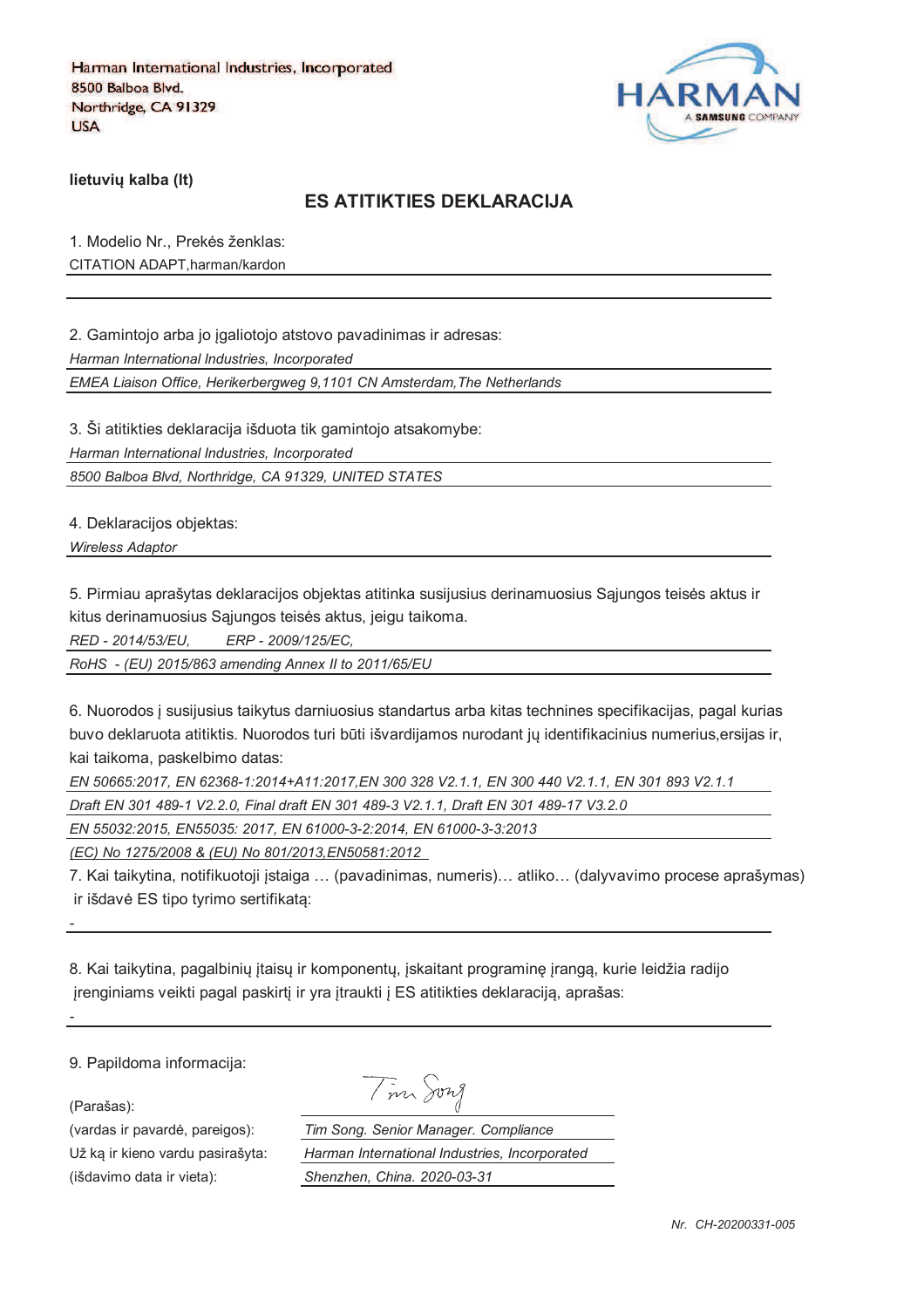Harman International Industries, Incorporated
8500 Balboa Blvd.
Northridge, CA 91329
USA

HARMAN
A SAMSUNG COMPANY

**lietuvių kalba (lt)**

## ES ATITIKTIES DEKLARACIJA

1. Modelio Nr., Prekės ženklas:

CITATION ADAPT,harman/kardon

2. Gamintojo arba jo įgaliotojo atstovo pavadinimas ir adresas:

*Harman International Industries, Incorporated*

*EMEA Liaison Office, Herikerbergweg 9,1101 CN Amsterdam,The Netherlands*

3. Ši atitikties deklaracija išduota tik gamintojo atsakomybe:

*Harman International Industries, Incorporated*

*8500 Balboa Blvd, Northridge, CA 91329, UNITED STATES*

4. Deklaracijos objektas:

*Wireless Adaptor*

5. Pirmiau aprašytas deklaracijos objektas atitinka susijusius derinamuosius Sąjungos teisės aktus ir kitus derinamuosius Sąjungos teisės aktus, jeigu taikoma.

*RED - 2014/53/EU, ERP - 2009/125/EC,*

*RoHS - (EU) 2015/863 amending Annex II to 2011/65/EU*

6. Nuorodos į susijusius taikytus darniuosius standartus arba kitas technines specifikacijas, pagal kurias buvo deklaruota atitiktis. Nuorodos turi būti išvardijamos nurodant jų identifikacinius numerius,ersijas ir, kai taikoma, paskelbimo datas:

*EN 50665:2017, EN 62368-1:2014+A11:2017,EN 300 328 V2.1.1, EN 300 440 V2.1.1, EN 301 893 V2.1.1*

*Draft EN 301 489-1 V2.2.0, Final draft EN 301 489-3 V2.1.1, Draft EN 301 489-17 V3.2.0*

*EN 55032:2015, EN55035: 2017, EN 61000-3-2:2014, EN 61000-3-3:2013*

*(EC) No 1275/2008 & (EU) No 801/2013,EN50581:2012*

7. Kai taikytina, notifikuotoji įstaiga … (pavadinimas, numeris)… atliko… (dalyvavimo procese aprašymas) ir išdavė ES tipo tyrimo sertifikatą:

-

8. Kai taikytina, pagalbinių įtaisų ir komponentų, įskaitant programinę įrangą, kurie leidžia radijo įrenginiams veikti pagal paskirtį ir yra įtraukti į ES atitikties deklaraciją, aprašas:

-

9. Papildoma informacija:

(Parašas): Tim Song

(vardas ir pavardė, pareigos): *Tim Song. Senior Manager. Compliance*

Už ką ir kieno vardu pasirašyta: *Harman International Industries, Incorporated*

(išdavimo data ir vieta): *Shenzhen, China. 2020-03-31*

*Nr. CH-20200331-005*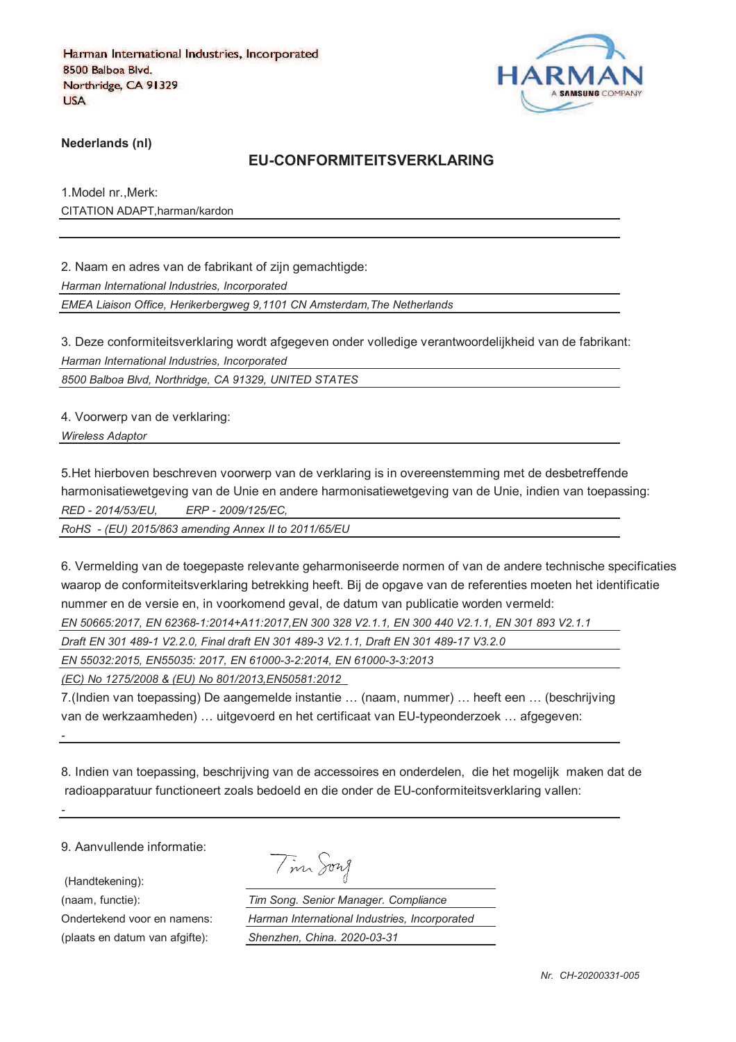Harman International Industries, Incorporated
8500 Balboa Blvd.
Northridge, CA 91329
USA

HARMAN
A SAMSUNG COMPANY

**Nederlands (nl)**

## EU-CONFORMITEITSVERKLARING

1.Model nr.,Merk:

CITATION ADAPT,harman/kardon

2. Naam en adres van de fabrikant of zijn gemachtigde:

*Harman International Industries, Incorporated*

*EMEA Liaison Office, Herikerbergweg 9,1101 CN Amsterdam,The Netherlands*

3. Deze conformiteitsverklaring wordt afgegeven onder volledige verantwoordelijkheid van de fabrikant:

*Harman International Industries, Incorporated*

*8500 Balboa Blvd, Northridge, CA 91329, UNITED STATES*

4. Voorwerp van de verklaring:

*Wireless Adaptor*

5.Het hierboven beschreven voorwerp van de verklaring is in overeenstemming met de desbetreffende harmonisatiewetgeving van de Unie en andere harmonisatiewetgeving van de Unie, indien van toepassing:

*RED - 2014/53/EU,        ERP - 2009/125/EC,*

*RoHS  - (EU) 2015/863 amending Annex II to 2011/65/EU*

6. Vermelding van de toegepaste relevante geharmoniseerde normen of van de andere technische specificaties waarop de conformiteitsverklaring betrekking heeft. Bij de opgave van de referenties moeten het identificatie nummer en de versie en, in voorkomend geval, de datum van publicatie worden vermeld:

*EN 50665:2017, EN 62368-1:2014+A11:2017,EN 300 328 V2.1.1, EN 300 440 V2.1.1, EN 301 893 V2.1.1*

*Draft EN 301 489-1 V2.2.0, Final draft EN 301 489-3 V2.1.1, Draft EN 301 489-17 V3.2.0*

*EN 55032:2015, EN55035: 2017, EN 61000-3-2:2014, EN 61000-3-3:2013*

*(EC) No 1275/2008 & (EU) No 801/2013,EN50581:2012*

7.(Indien van toepassing) De aangemelde instantie … (naam, nummer) … heeft een … (beschrijving van de werkzaamheden) … uitgevoerd en het certificaat van EU-typeonderzoek … afgegeven:

-

8. Indien van toepassing, beschrijving van de accessoires en onderdelen, die het mogelijk maken dat de radioapparatuur functioneert zoals bedoeld en die onder de EU-conformiteitsverklaring vallen:

-

9. Aanvullende informatie:

(Handtekening): Tim Song

(naam, functie): *Tim Song. Senior Manager. Compliance*

Ondertekend voor en namens: *Harman International Industries, Incorporated*

(plaats en datum van afgifte): *Shenzhen, China. 2020-03-31*

*Nr. CH-20200331-005*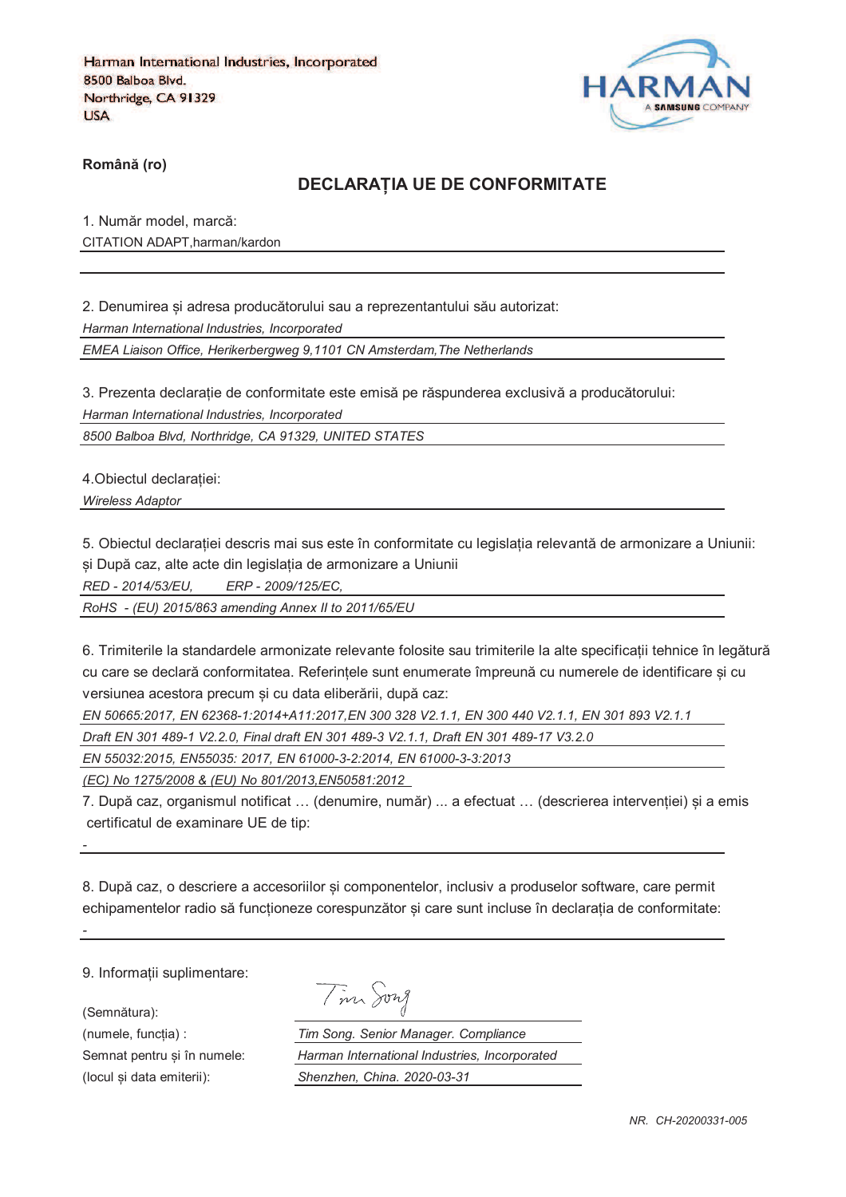Harman International Industries, Incorporated
8500 Balboa Blvd.
Northridge, CA 91329
USA

HARMAN
A SAMSUNG COMPANY

**Română (ro)**

## DECLARAȚIA UE DE CONFORMITATE

1. Număr model, marcă:

CITATION ADAPT,harman/kardon

2. Denumirea și adresa producătorului sau a reprezentantului său autorizat:

*Harman International Industries, Incorporated*

*EMEA Liaison Office, Herikerbergweg 9,1101 CN Amsterdam,The Netherlands*

3. Prezenta declarație de conformitate este emisă pe răspunderea exclusivă a producătorului:

*Harman International Industries, Incorporated*

*8500 Balboa Blvd, Northridge, CA 91329, UNITED STATES*

4.Obiectul declarației:

*Wireless Adaptor*

5. Obiectul declarației descris mai sus este în conformitate cu legislația relevantă de armonizare a Uniunii: și După caz, alte acte din legislația de armonizare a Uniunii

*RED - 2014/53/EU, ERP - 2009/125/EC,*

*RoHS - (EU) 2015/863 amending Annex II to 2011/65/EU*

6. Trimiterile la standardele armonizate relevante folosite sau trimiterile la alte specificații tehnice în legătură cu care se declară conformitatea. Referințele sunt enumerate împreună cu numerele de identificare și cu versiunea acestora precum și cu data eliberării, după caz:

*EN 50665:2017, EN 62368-1:2014+A11:2017,EN 300 328 V2.1.1, EN 300 440 V2.1.1, EN 301 893 V2.1.1*

*Draft EN 301 489-1 V2.2.0, Final draft EN 301 489-3 V2.1.1, Draft EN 301 489-17 V3.2.0*

*EN 55032:2015, EN55035: 2017, EN 61000-3-2:2014, EN 61000-3-3:2013*

*(EC) No 1275/2008 & (EU) No 801/2013,EN50581:2012*

7. După caz, organismul notificat … (denumire, număr) ... a efectuat … (descrierea intervenției) și a emis certificatul de examinare UE de tip:

-

8. După caz, o descriere a accesoriilor și componentelor, inclusiv a produselor software, care permit echipamentelor radio să funcționeze corespunzător și care sunt incluse în declarația de conformitate:

-

9. Informații suplimentare:

(Semnătura):

(numele, funcția) : *Tim Song. Senior Manager. Compliance*

Semnat pentru și în numele: *Harman International Industries, Incorporated*

(locul și data emiterii): *Shenzhen, China. 2020-03-31*

*NR. CH-20200331-005*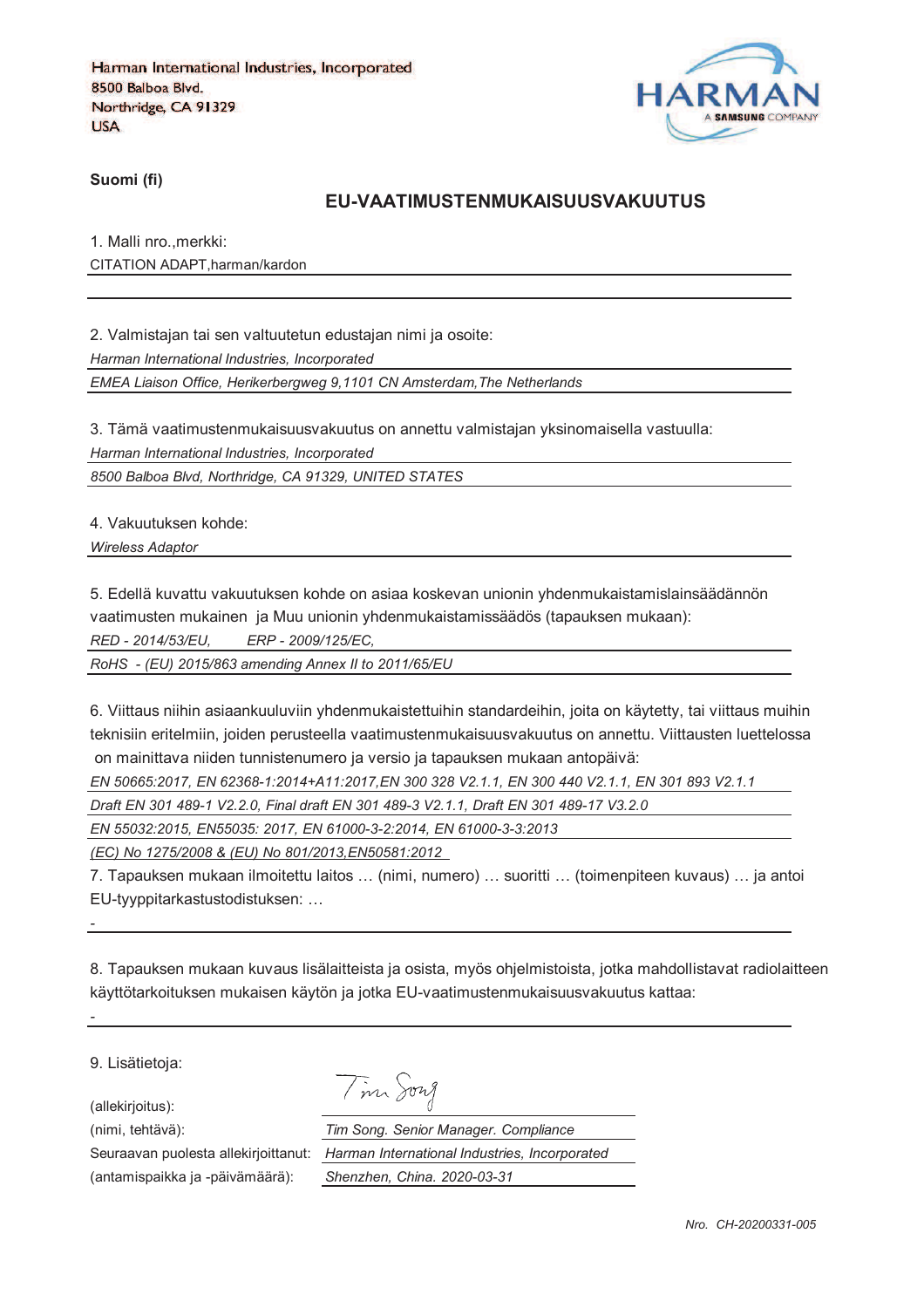Harman International Industries, Incorporated
8500 Balboa Blvd.
Northridge, CA 91329
USA

HARMAN
A SAMSUNG COMPANY

**Suomi (fi)**

## EU-VAATIMUSTENMUKAISUUSVAKUUTUS

1. Malli nro.,merkki:

CITATION ADAPT,harman/kardon

2. Valmistajan tai sen valtuutetun edustajan nimi ja osoite:

*Harman International Industries, Incorporated*

*EMEA Liaison Office, Herikerbergweg 9,1101 CN Amsterdam,The Netherlands*

3. Tämä vaatimustenmukaisuusvakuutus on annettu valmistajan yksinomaisella vastuulla:

*Harman International Industries, Incorporated*

*8500 Balboa Blvd, Northridge, CA 91329, UNITED STATES*

4. Vakuutuksen kohde:

*Wireless Adaptor*

5. Edellä kuvattu vakuutuksen kohde on asiaa koskevan unionin yhdenmukaistamislainsäädännön vaatimusten mukainen ja Muu unionin yhdenmukaistamissäädös (tapauksen mukaan):

*RED - 2014/53/EU, ERP - 2009/125/EC,*

*RoHS - (EU) 2015/863 amending Annex II to 2011/65/EU*

6. Viittaus niihin asiaankuuluviin yhdenmukaistettuihin standardeihin, joita on käytetty, tai viittaus muihin teknisiin eritelmiin, joiden perusteella vaatimustenmukaisuusvakuutus on annettu. Viittausten luettelossa on mainittava niiden tunnistenumero ja versio ja tapauksen mukaan antopäivä:

*EN 50665:2017, EN 62368-1:2014+A11:2017,EN 300 328 V2.1.1, EN 300 440 V2.1.1, EN 301 893 V2.1.1*

*Draft EN 301 489-1 V2.2.0, Final draft EN 301 489-3 V2.1.1, Draft EN 301 489-17 V3.2.0*

*EN 55032:2015, EN55035: 2017, EN 61000-3-2:2014, EN 61000-3-3:2013*

*(EC) No 1275/2008 & (EU) No 801/2013,EN50581:2012*

7. Tapauksen mukaan ilmoitettu laitos … (nimi, numero) … suoritti … (toimenpiteen kuvaus) … ja antoi EU-tyyppitarkastustodistuksen: …

-

8. Tapauksen mukaan kuvaus lisälaitteista ja osista, myös ohjelmistoista, jotka mahdollistavat radiolaitteen käyttötarkoituksen mukaisen käytön ja jotka EU-vaatimustenmukaisuusvakuutus kattaa:

-

9. Lisätietoja:

(allekirjoitus): Tim Song

(nimi, tehtävä): *Tim Song. Senior Manager. Compliance*

Seuraavan puolesta allekirjoittanut: *Harman International Industries, Incorporated*

(antamispaikka ja -päivämäärä): *Shenzhen, China. 2020-03-31*

*Nro. CH-20200331-005*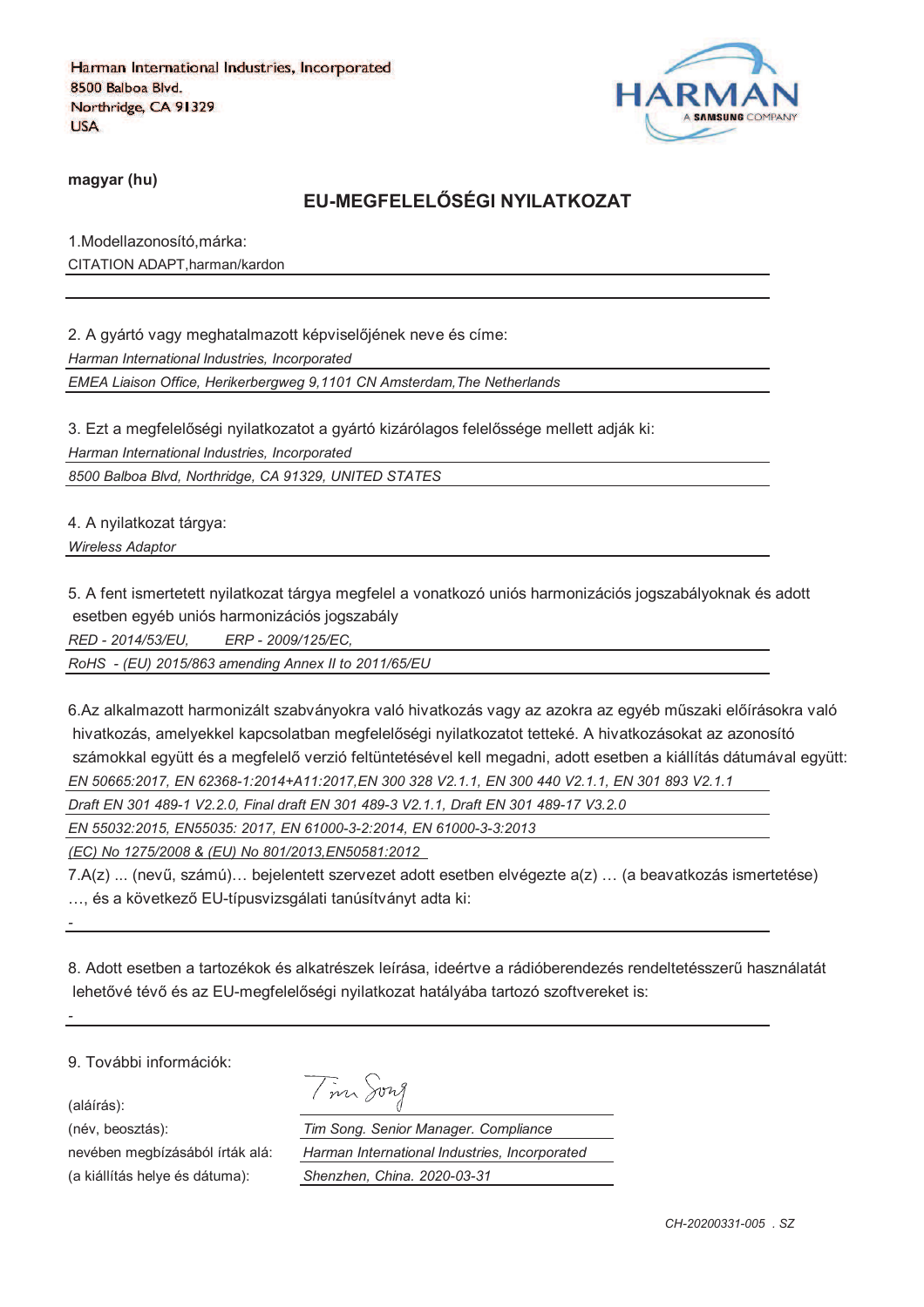Harman International Industries, Incorporated
8500 Balboa Blvd.
Northridge, CA 91329
USA

**magyar (hu)**

## EU-MEGFELELŐSÉGI NYILATKOZAT

1.Modellazonosító,márka:

CITATION ADAPT,harman/kardon

2. A gyártó vagy meghatalmazott képviselőjének neve és címe:

*Harman International Industries, Incorporated*

*EMEA Liaison Office, Herikerbergweg 9,1101 CN Amsterdam,The Netherlands*

3. Ezt a megfelelőségi nyilatkozatot a gyártó kizárólagos felelőssége mellett adják ki:

*Harman International Industries, Incorporated*

*8500 Balboa Blvd, Northridge, CA 91329, UNITED STATES*

4. A nyilatkozat tárgya:

*Wireless Adaptor*

5. A fent ismertetett nyilatkozat tárgya megfelel a vonatkozó uniós harmonizációs jogszabályoknak és adott esetben egyéb uniós harmonizációs jogszabály

*RED - 2014/53/EU, ERP - 2009/125/EC,*

*RoHS - (EU) 2015/863 amending Annex II to 2011/65/EU*

6.Az alkalmazott harmonizált szabványokra való hivatkozás vagy az azokra az egyéb műszaki előírásokra való hivatkozás, amelyekkel kapcsolatban megfelelőségi nyilatkozatot tetteké. A hivatkozásokat az azonosító számokkal együtt és a megfelelő verzió feltüntetésével kell megadni, adott esetben a kiállítás dátumával együtt:

*EN 50665:2017, EN 62368-1:2014+A11:2017,EN 300 328 V2.1.1, EN 300 440 V2.1.1, EN 301 893 V2.1.1*

*Draft EN 301 489-1 V2.2.0, Final draft EN 301 489-3 V2.1.1, Draft EN 301 489-17 V3.2.0*

*EN 55032:2015, EN55035: 2017, EN 61000-3-2:2014, EN 61000-3-3:2013*

*(EC) No 1275/2008 & (EU) No 801/2013,EN50581:2012*

7.A(z) ... (nevű, számú)… bejelentett szervezet adott esetben elvégezte a(z) … (a beavatkozás ismertetése) …, és a következő EU-típusvizsgálati tanúsítványt adta ki:

-

8. Adott esetben a tartozékok és alkatrészek leírása, ideértve a rádióberendezés rendeltetésszerű használatát lehetővé tévő és az EU-megfelelőségi nyilatkozat hatályába tartozó szoftvereket is:

-

9. További információk:

(aláírás): Tim Song

(név, beosztás): *Tim Song. Senior Manager. Compliance*

nevében megbízásából írták alá: *Harman International Industries, Incorporated*

(a kiállítás helye és dátuma): *Shenzhen, China. 2020-03-31*

*CH-20200331-005 . SZ*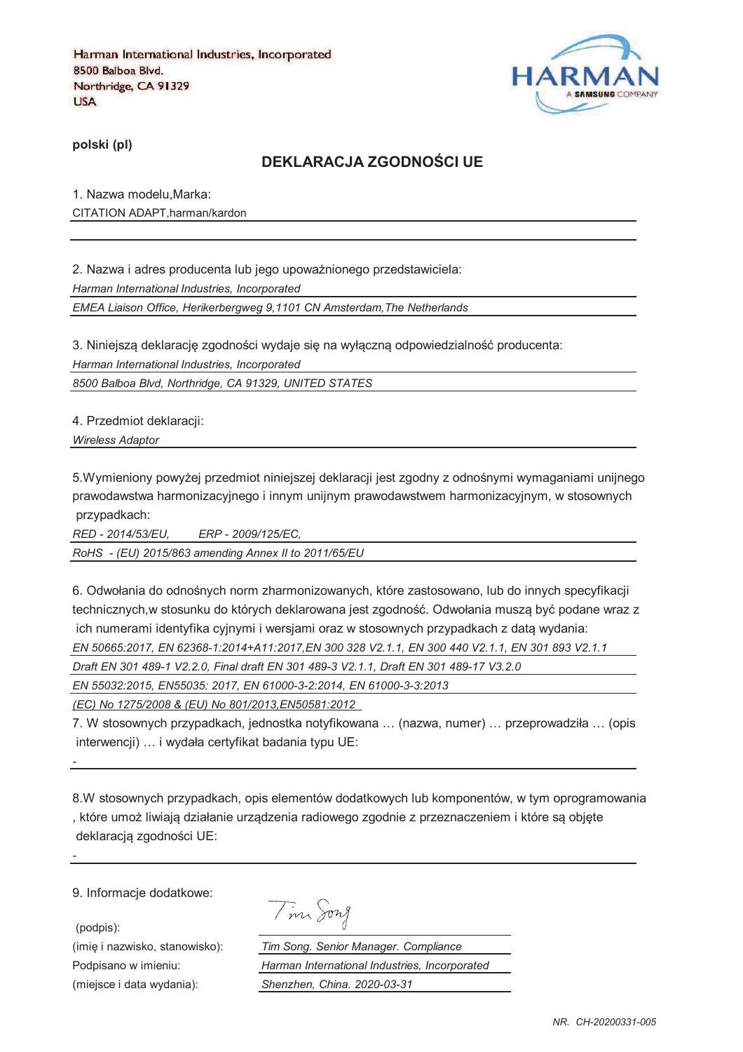Harman International Industries, Incorporated
8500 Balboa Blvd.
Northridge, CA 91329
USA

HARMAN
A SAMSUNG COMPANY

**polski (pl)**

## DEKLARACJA ZGODNOŚCI UE

1. Nazwa modelu,Marka:

CITATION ADAPT,harman/kardon

2. Nazwa i adres producenta lub jego upoważnionego przedstawiciela:

*Harman International Industries, Incorporated*

*EMEA Liaison Office, Herikerbergweg 9,1101 CN Amsterdam,The Netherlands*

3. Niniejszą deklarację zgodności wydaje się na wyłączną odpowiedzialność producenta:

*Harman International Industries, Incorporated*

*8500 Balboa Blvd, Northridge, CA 91329, UNITED STATES*

4. Przedmiot deklaracji:

*Wireless Adaptor*

5.Wymieniony powyżej przedmiot niniejszej deklaracji jest zgodny z odnośnymi wymaganiami unijnego prawodawstwa harmonizacyjnego i innym unijnym prawodawstwem harmonizacyjnym, w stosownych przypadkach:

*RED - 2014/53/EU, ERP - 2009/125/EC,*

*RoHS - (EU) 2015/863 amending Annex II to 2011/65/EU*

6. Odwołania do odnośnych norm zharmonizowanych, które zastosowano, lub do innych specyfikacji technicznych,w stosunku do których deklarowana jest zgodność. Odwołania muszą być podane wraz z ich numerami identyfika cyjnymi i wersjami oraz w stosownych przypadkach z datą wydania:

*EN 50665:2017, EN 62368-1:2014+A11:2017,EN 300 328 V2.1.1, EN 300 440 V2.1.1, EN 301 893 V2.1.1*

*Draft EN 301 489-1 V2.2.0, Final draft EN 301 489-3 V2.1.1, Draft EN 301 489-17 V3.2.0*

*EN 55032:2015, EN55035: 2017, EN 61000-3-2:2014, EN 61000-3-3:2013*

*(EC) No 1275/2008 & (EU) No 801/2013,EN50581:2012*

7. W stosownych przypadkach, jednostka notyfikowana … (nazwa, numer) … przeprowadziła … (opis interwencji) … i wydała certyfikat badania typu UE:

-

8.W stosownych przypadkach, opis elementów dodatkowych lub komponentów, w tym oprogramowania , które umoż liwiają działanie urządzenia radiowego zgodnie z przeznaczeniem i które są objęte deklaracją zgodności UE:

-

9. Informacje dodatkowe:

(podpis): Tim Song

(imię i nazwisko, stanowisko): *Tim Song. Senior Manager. Compliance*

Podpisano w imieniu: *Harman International Industries, Incorporated*

(miejsce i data wydania): *Shenzhen, China. 2020-03-31*

*NR. CH-20200331-005*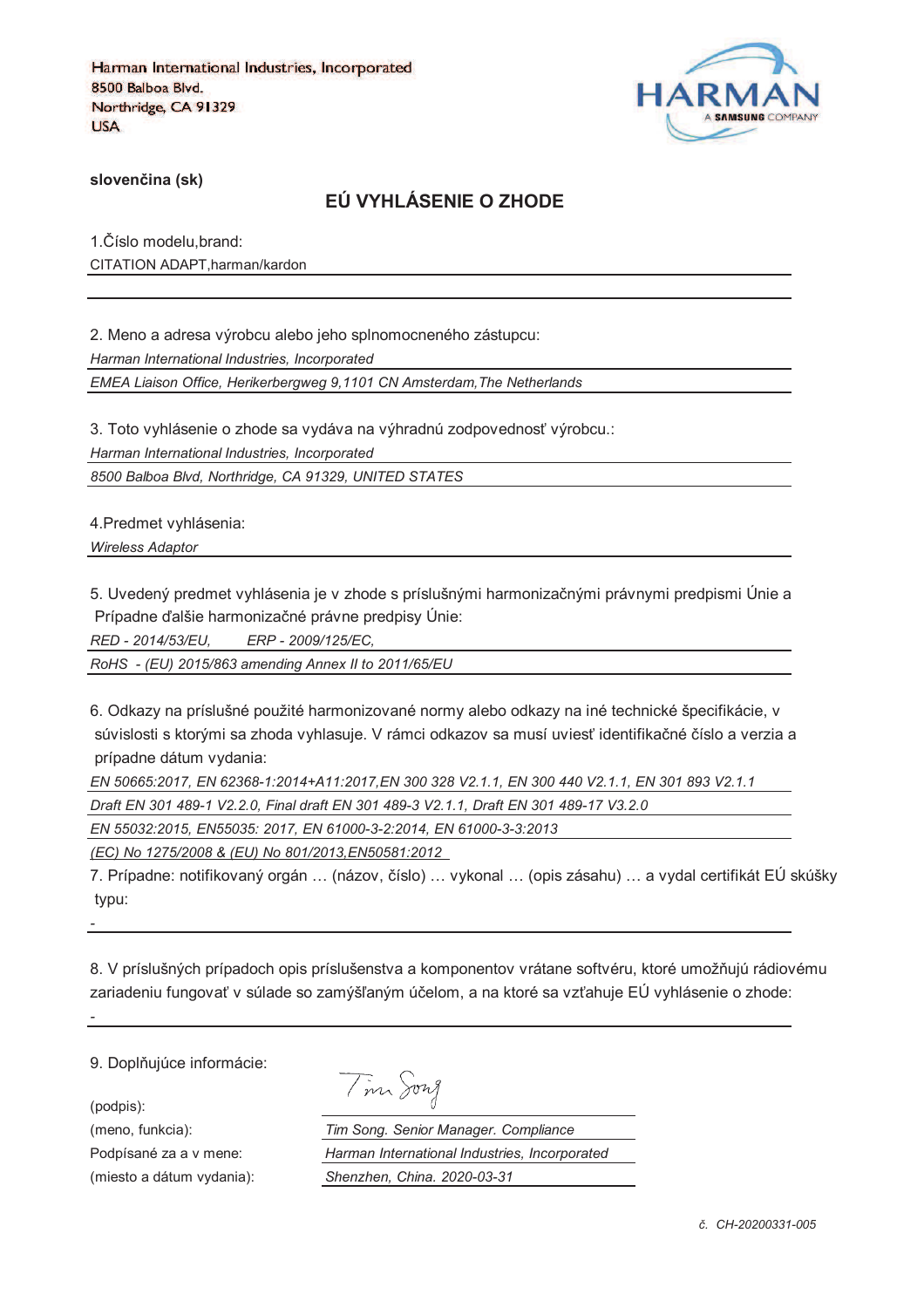Harman International Industries, Incorporated
8500 Balboa Blvd.
Northridge, CA 91329
USA

HARMAN
A SAMSUNG COMPANY

**slovenčina (sk)**

## EÚ VYHLÁSENIE O ZHODE

1.Číslo modelu,brand:

CITATION ADAPT,harman/kardon

2. Meno a adresa výrobcu alebo jeho splnomocneného zástupcu:

*Harman International Industries, Incorporated*

*EMEA Liaison Office, Herikerbergweg 9,1101 CN Amsterdam,The Netherlands*

3. Toto vyhlásenie o zhode sa vydáva na výhradnú zodpovednosť výrobcu.:

*Harman International Industries, Incorporated*

*8500 Balboa Blvd, Northridge, CA 91329, UNITED STATES*

4.Predmet vyhlásenia:

*Wireless Adaptor*

5. Uvedený predmet vyhlásenia je v zhode s príslušnými harmonizačnými právnymi predpismi Únie a Prípadne ďalšie harmonizačné právne predpisy Únie:

*RED - 2014/53/EU, ERP - 2009/125/EC,*

*RoHS - (EU) 2015/863 amending Annex II to 2011/65/EU*

6. Odkazy na príslušné použité harmonizované normy alebo odkazy na iné technické špecifikácie, v súvislosti s ktorými sa zhoda vyhlasuje. V rámci odkazov sa musí uviesť identifikačné číslo a verzia a prípadne dátum vydania:

*EN 50665:2017, EN 62368-1:2014+A11:2017,EN 300 328 V2.1.1, EN 300 440 V2.1.1, EN 301 893 V2.1.1*

*Draft EN 301 489-1 V2.2.0, Final draft EN 301 489-3 V2.1.1, Draft EN 301 489-17 V3.2.0*

*EN 55032:2015, EN55035: 2017, EN 61000-3-2:2014, EN 61000-3-3:2013*

*(EC) No 1275/2008 & (EU) No 801/2013,EN50581:2012*

7. Prípadne: notifikovaný orgán … (názov, číslo) … vykonal … (opis zásahu) … a vydal certifikát EÚ skúšky typu:

-

8. V príslušných prípadoch opis príslušenstva a komponentov vrátane softvéru, ktoré umožňujú rádiovému zariadeniu fungovať v súlade so zamýšľaným účelom, a na ktoré sa vzťahuje EÚ vyhlásenie o zhode:

-

9. Doplňujúce informácie:

(podpis): Tim Song

(meno, funkcia): *Tim Song. Senior Manager. Compliance*

Podpísané za a v mene: *Harman International Industries, Incorporated*

(miesto a dátum vydania): *Shenzhen, China. 2020-03-31*

*č. CH-20200331-005*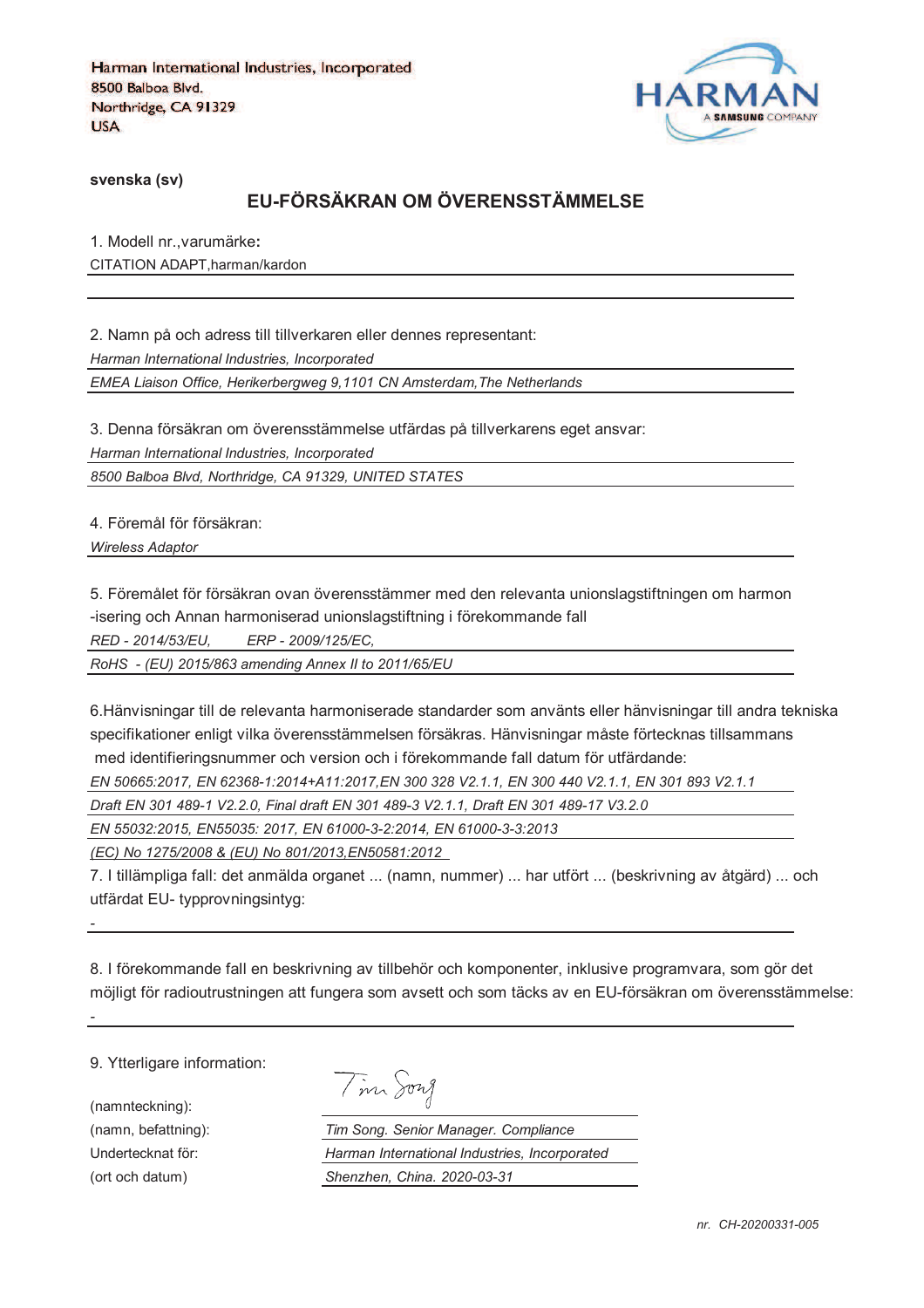Harman International Industries, Incorporated
8500 Balboa Blvd.
Northridge, CA 91329
USA

HARMAN
A SAMSUNG COMPANY

**svenska (sv)**

## EU-FÖRSÄKRAN OM ÖVERENSSTÄMMELSE

1. Modell nr.,varumärke**:**

CITATION ADAPT,harman/kardon

2. Namn på och adress till tillverkaren eller dennes representant:

*Harman International Industries, Incorporated*

*EMEA Liaison Office, Herikerbergweg 9,1101 CN Amsterdam,The Netherlands*

3. Denna försäkran om överensstämmelse utfärdas på tillverkarens eget ansvar:

*Harman International Industries, Incorporated*

*8500 Balboa Blvd, Northridge, CA 91329, UNITED STATES*

4. Föremål för försäkran:

*Wireless Adaptor*

5. Föremålet för försäkran ovan överensstämmer med den relevanta unionslagstiftningen om harmon -isering och Annan harmoniserad unionslagstiftning i förekommande fall

*RED - 2014/53/EU,  ERP - 2009/125/EC,*

*RoHS - (EU) 2015/863 amending Annex II to 2011/65/EU*

6.Hänvisningar till de relevanta harmoniserade standarder som använts eller hänvisningar till andra tekniska specifikationer enligt vilka överensstämmelsen försäkras. Hänvisningar måste förtecknas tillsammans med identifieringsnummer och version och i förekommande fall datum för utfärdande:

*EN 50665:2017, EN 62368-1:2014+A11:2017,EN 300 328 V2.1.1, EN 300 440 V2.1.1, EN 301 893 V2.1.1*

*Draft EN 301 489-1 V2.2.0, Final draft EN 301 489-3 V2.1.1, Draft EN 301 489-17 V3.2.0*

*EN 55032:2015, EN55035: 2017, EN 61000-3-2:2014, EN 61000-3-3:2013*

*(EC) No 1275/2008 & (EU) No 801/2013,EN50581:2012*

7. I tillämpliga fall: det anmälda organet ... (namn, nummer) ... har utfört ... (beskrivning av åtgärd) ... och utfärdat EU- typprovningsintyg:

-

8. I förekommande fall en beskrivning av tillbehör och komponenter, inklusive programvara, som gör det möjligt för radioutrustningen att fungera som avsett och som täcks av en EU-försäkran om överensstämmelse:

-

9. Ytterligare information:

(namnteckning): Tim Song

(namn, befattning): *Tim Song. Senior Manager. Compliance*

Undertecknat för: *Harman International Industries, Incorporated*

(ort och datum) *Shenzhen, China. 2020-03-31*

*nr. CH-20200331-005*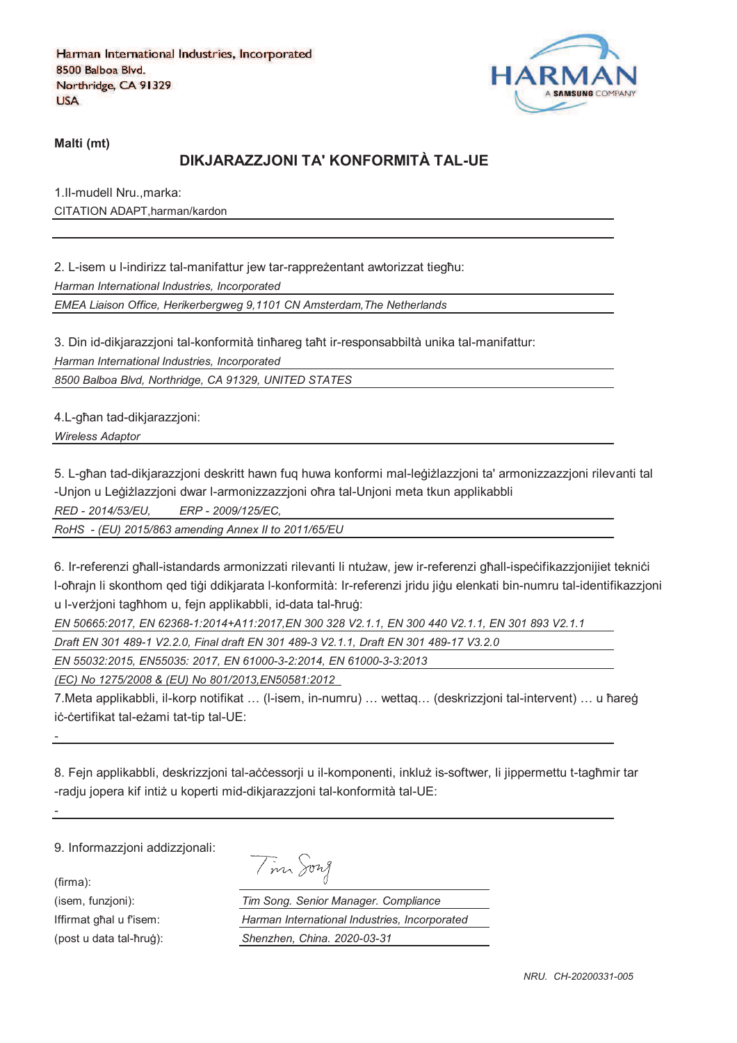Harman International Industries, Incorporated
8500 Balboa Blvd.
Northridge, CA 91329
USA

HARMAN
A SAMSUNG COMPANY

**Malti (mt)**

## DIKJARAZZJONI TA' KONFORMITÀ TAL-UE

1.Il-mudell Nru.,marka:

CITATION ADAPT,harman/kardon

2. L-isem u l-indirizz tal-manifattur jew tar-rappreżentant awtorizzat tiegħu:

*Harman International Industries, Incorporated*

*EMEA Liaison Office, Herikerbergweg 9,1101 CN Amsterdam,The Netherlands*

3. Din id-dikjarazzjoni tal-konformità tinħareg taħt ir-responsabbiltà unika tal-manifattur:

*Harman International Industries, Incorporated*

*8500 Balboa Blvd, Northridge, CA 91329, UNITED STATES*

4.L-għan tad-dikjarazzjoni:

*Wireless Adaptor*

5. L-għan tad-dikjarazzjoni deskritt hawn fuq huwa konformi mal-leġiżlazzjoni ta' armonizzazzjoni rilevanti tal-Unjoni u Leġiżlazzjoni dwar l-armonizzazzjoni oħra tal-Unjoni meta tkun applikabbli

*RED - 2014/53/EU,        ERP - 2009/125/EC,*

*RoHS  - (EU) 2015/863 amending Annex II to 2011/65/EU*

6. Ir-referenzi għall-istandards armonizzati rilevanti li ntużaw, jew ir-referenzi għall-ispeċifikazzjonijiet tekniċi l-oħrajn li skonthom qed tiġi ddikjarata l-konformità: Ir-referenzi jridu jiġu elenkati bin-numru tal-identifikazzjoni u l-verżjoni tagħhom u, fejn applikabbli, id-data tal-ħruġ:

*EN 50665:2017, EN 62368-1:2014+A11:2017,EN 300 328 V2.1.1, EN 300 440 V2.1.1, EN 301 893 V2.1.1*

*Draft EN 301 489-1 V2.2.0, Final draft EN 301 489-3 V2.1.1, Draft EN 301 489-17 V3.2.0*

*EN 55032:2015, EN55035: 2017, EN 61000-3-2:2014, EN 61000-3-3:2013*

*(EC) No 1275/2008 & (EU) No 801/2013,EN50581:2012*

7.Meta applikabbli, il-korp notifikat … (l-isem, in-numru) … wettaq… (deskrizzjoni tal-intervent) … u ħareġ iċ-ċertifikat tal-eżami tat-tip tal-UE:

-

8. Fejn applikabbli, deskrizzjoni tal-aċċessorji u il-komponenti, inkluż is-softwer, li jippermettu t-tagħmir tar-radju jopera kif intiż u koperti mid-dikjarazzjoni tal-konformità tal-UE:

-

9. Informazzjoni addizzjonali:

(firma): Tim Song

(isem, funzjoni): *Tim Song. Senior Manager. Compliance*

Iffirmat għal u f'isem: *Harman International Industries, Incorporated*

(post u data tal-ħruġ): *Shenzhen, China. 2020-03-31*

*NRU.  CH-20200331-005*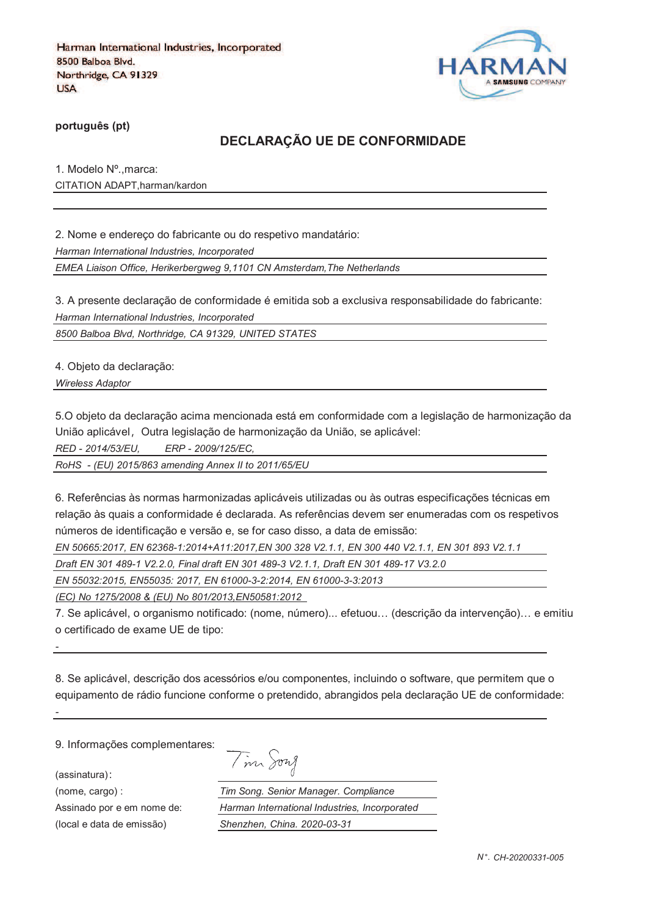Harman International Industries, Incorporated
8500 Balboa Blvd.
Northridge, CA 91329
USA

HARMAN
A SAMSUNG COMPANY

**português (pt)**

## DECLARAÇÃO UE DE CONFORMIDADE

1. Modelo Nº.,marca:

CITATION ADAPT,harman/kardon

2. Nome e endereço do fabricante ou do respetivo mandatário:

*Harman International Industries, Incorporated*

*EMEA Liaison Office, Herikerbergweg 9,1101 CN Amsterdam,The Netherlands*

3. A presente declaração de conformidade é emitida sob a exclusiva responsabilidade do fabricante:

*Harman International Industries, Incorporated*

*8500 Balboa Blvd, Northridge, CA 91329, UNITED STATES*

4. Objeto da declaração:

*Wireless Adaptor*

5.O objeto da declaração acima mencionada está em conformidade com a legislação de harmonização da União aplicável， Outra legislação de harmonização da União, se aplicável:

*RED - 2014/53/EU, ERP - 2009/125/EC,*

*RoHS - (EU) 2015/863 amending Annex II to 2011/65/EU*

6. Referências às normas harmonizadas aplicáveis utilizadas ou às outras especificações técnicas em relação às quais a conformidade é declarada. As referências devem ser enumeradas com os respetivos números de identificação e versão e, se for caso disso, a data de emissão:

*EN 50665:2017, EN 62368-1:2014+A11:2017,EN 300 328 V2.1.1, EN 300 440 V2.1.1, EN 301 893 V2.1.1*

*Draft EN 301 489-1 V2.2.0, Final draft EN 301 489-3 V2.1.1, Draft EN 301 489-17 V3.2.0*

*EN 55032:2015, EN55035: 2017, EN 61000-3-2:2014, EN 61000-3-3:2013*

*(EC) No 1275/2008 & (EU) No 801/2013,EN50581:2012*

7. Se aplicável, o organismo notificado: (nome, número)... efetuou… (descrição da intervenção)… e emitiu o certificado de exame UE de tipo:

-

8. Se aplicável, descrição dos acessórios e/ou componentes, incluindo o software, que permitem que o equipamento de rádio funcione conforme o pretendido, abrangidos pela declaração UE de conformidade:

-

9. Informações complementares:

(assinatura): Tim Song

(nome, cargo) : *Tim Song. Senior Manager. Compliance*

Assinado por e em nome de: *Harman International Industries, Incorporated*

(local e data de emissão) *Shenzhen, China. 2020-03-31*

*N°. CH-20200331-005*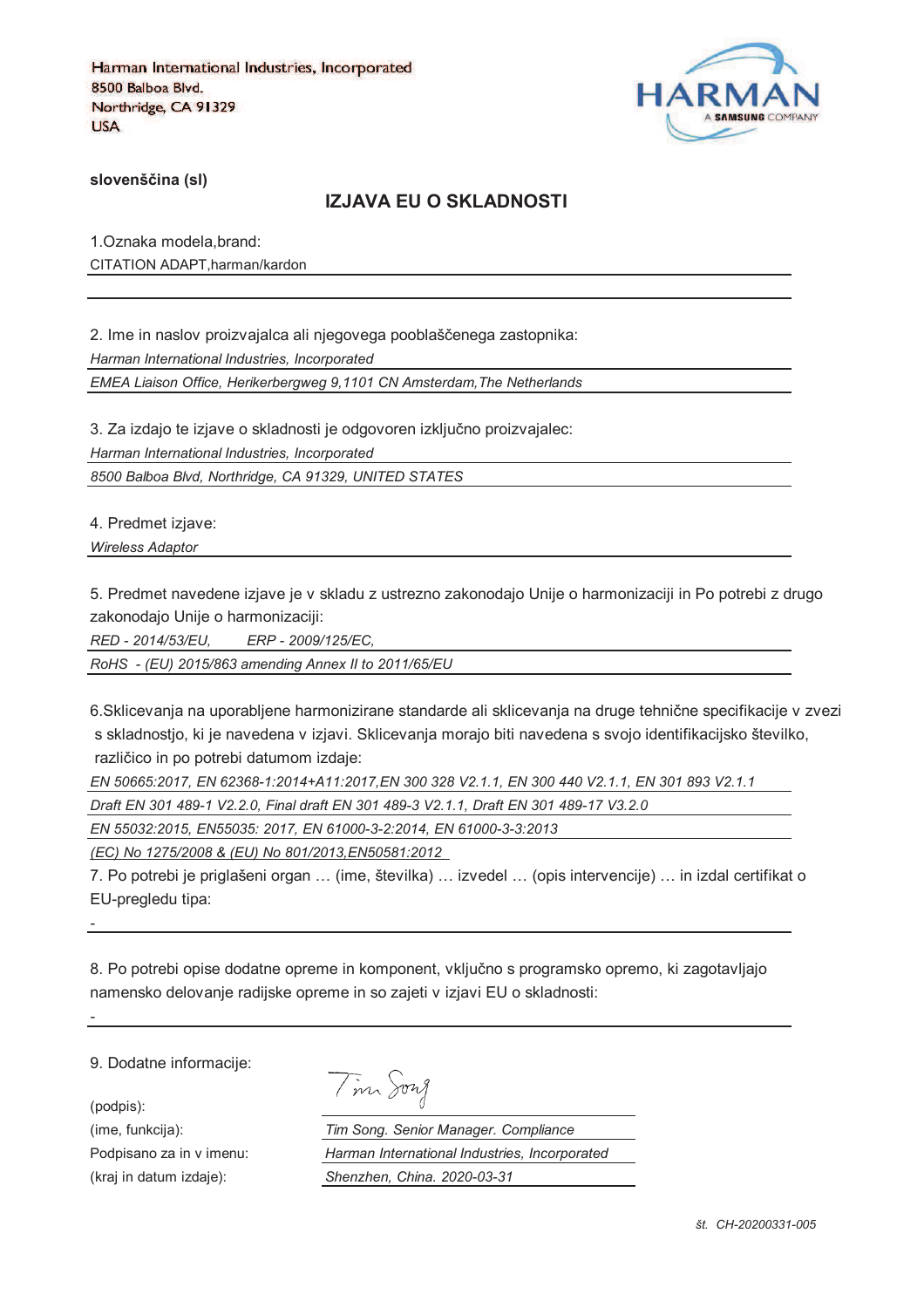Harman International Industries, Incorporated
8500 Balboa Blvd.
Northridge, CA 91329
USA

HARMAN
A SAMSUNG COMPANY

**slovenščina (sl)**

## IZJAVA EU O SKLADNOSTI

1.Oznaka modela,brand:

CITATION ADAPT,harman/kardon

2. Ime in naslov proizvajalca ali njegovega pooblaščenega zastopnika:

*Harman International Industries, Incorporated*

*EMEA Liaison Office, Herikerbergweg 9,1101 CN Amsterdam,The Netherlands*

3. Za izdajo te izjave o skladnosti je odgovoren izključno proizvajalec:

*Harman International Industries, Incorporated*

*8500 Balboa Blvd, Northridge, CA 91329, UNITED STATES*

4. Predmet izjave:

*Wireless Adaptor*

5. Predmet navedene izjave je v skladu z ustrezno zakonodajo Unije o harmonizaciji in Po potrebi z drugo zakonodajo Unije o harmonizaciji:

*RED - 2014/53/EU, ERP - 2009/125/EC,*

*RoHS - (EU) 2015/863 amending Annex II to 2011/65/EU*

6.Sklicevanja na uporabljene harmonizirane standarde ali sklicevanja na druge tehnične specifikacije v zvezi s skladnostjo, ki je navedena v izjavi. Sklicevanja morajo biti navedena s svojo identifikacijsko številko, različico in po potrebi datumom izdaje:

*EN 50665:2017, EN 62368-1:2014+A11:2017,EN 300 328 V2.1.1, EN 300 440 V2.1.1, EN 301 893 V2.1.1*

*Draft EN 301 489-1 V2.2.0, Final draft EN 301 489-3 V2.1.1, Draft EN 301 489-17 V3.2.0*

*EN 55032:2015, EN55035: 2017, EN 61000-3-2:2014, EN 61000-3-3:2013*

*(EC) No 1275/2008 & (EU) No 801/2013,EN50581:2012*

7. Po potrebi je priglašeni organ … (ime, številka) … izvedel … (opis intervencije) … in izdal certifikat o EU-pregledu tipa:

-

8. Po potrebi opise dodatne opreme in komponent, vključno s programsko opremo, ki zagotavljajo namensko delovanje radijske opreme in so zajeti v izjavi EU o skladnosti:

-

9. Dodatne informacije:

(podpis): Tim Song

(ime, funkcija): *Tim Song. Senior Manager. Compliance*

Podpisano za in v imenu: *Harman International Industries, Incorporated*

(kraj in datum izdaje): *Shenzhen, China. 2020-03-31*

*št. CH-20200331-005*